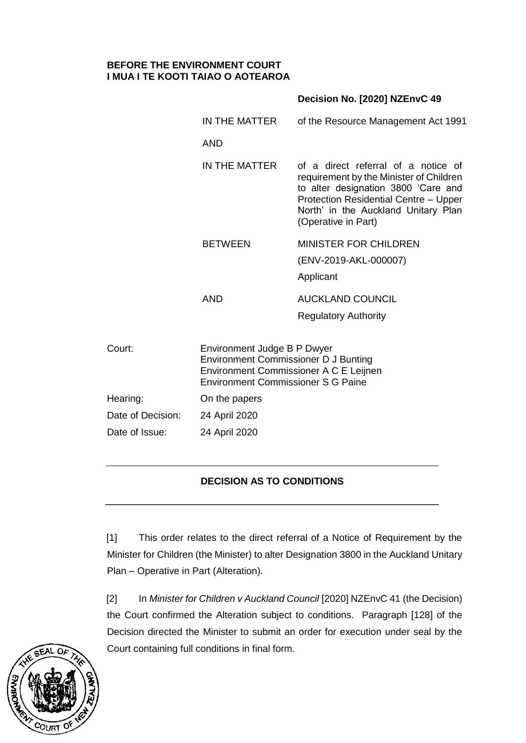**BEFORE THE ENVIRONMENT COURT**
**I MUA I TE KOOTI TAIAO O AOTEAROA**

**Decision No. [2020] NZEnvC 49**

| | |
|---|---|
| IN THE MATTER | of the Resource Management Act 1991 |
| AND | |
| IN THE MATTER | of a direct referral of a notice of requirement by the Minister of Children to alter designation 3800 'Care and Protection Residential Centre – Upper North' in the Auckland Unitary Plan (Operative in Part) |
| BETWEEN | MINISTER FOR CHILDREN<br>(ENV-2019-AKL-000007)<br>Applicant |
| AND | AUCKLAND COUNCIL<br>Regulatory Authority |

| | |
|---|---|
| Court: | Environment Judge B P Dwyer<br>Environment Commissioner D J Bunting<br>Environment Commissioner A C E Leijnen<br>Environment Commissioner S G Paine |
| Hearing: | On the papers |
| Date of Decision: | 24 April 2020 |
| Date of Issue: | 24 April 2020 |

---

**DECISION AS TO CONDITIONS**

---

[1] This order relates to the direct referral of a Notice of Requirement by the Minister for Children (the Minister) to alter Designation 3800 in the Auckland Unitary Plan – Operative in Part (Alteration).

[2] In *Minister for Children v Auckland Council* [2020] NZEnvC 41 (the Decision) the Court confirmed the Alteration subject to conditions. Paragraph [128] of the Decision directed the Minister to submit an order for execution under seal by the Court containing full conditions in final form.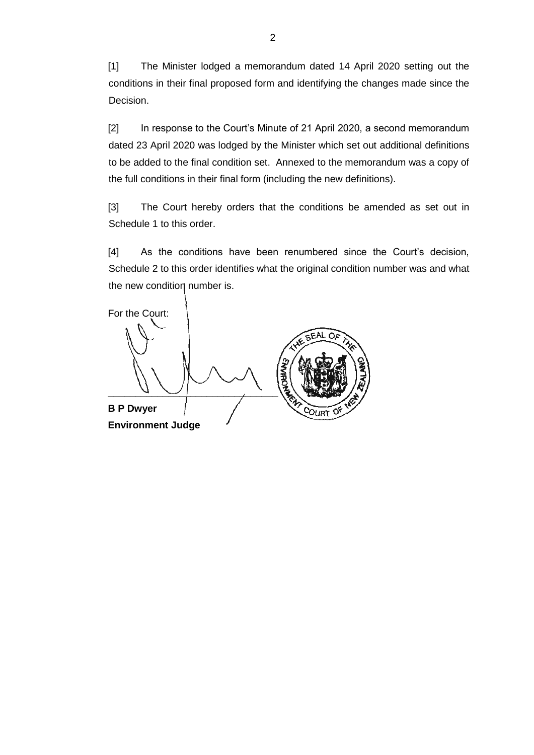[1] The Minister lodged a memorandum dated 14 April 2020 setting out the conditions in their final proposed form and identifying the changes made since the Decision.

[2] In response to the Court's Minute of 21 April 2020, a second memorandum dated 23 April 2020 was lodged by the Minister which set out additional definitions to be added to the final condition set. Annexed to the memorandum was a copy of the full conditions in their final form (including the new definitions).

[3] The Court hereby orders that the conditions be amended as set out in Schedule 1 to this order.

[4] As the conditions have been renumbered since the Court's decision, Schedule 2 to this order identifies what the original condition number was and what the new condition number is.

For the Court:

**B P Dwyer**
**Environment Judge**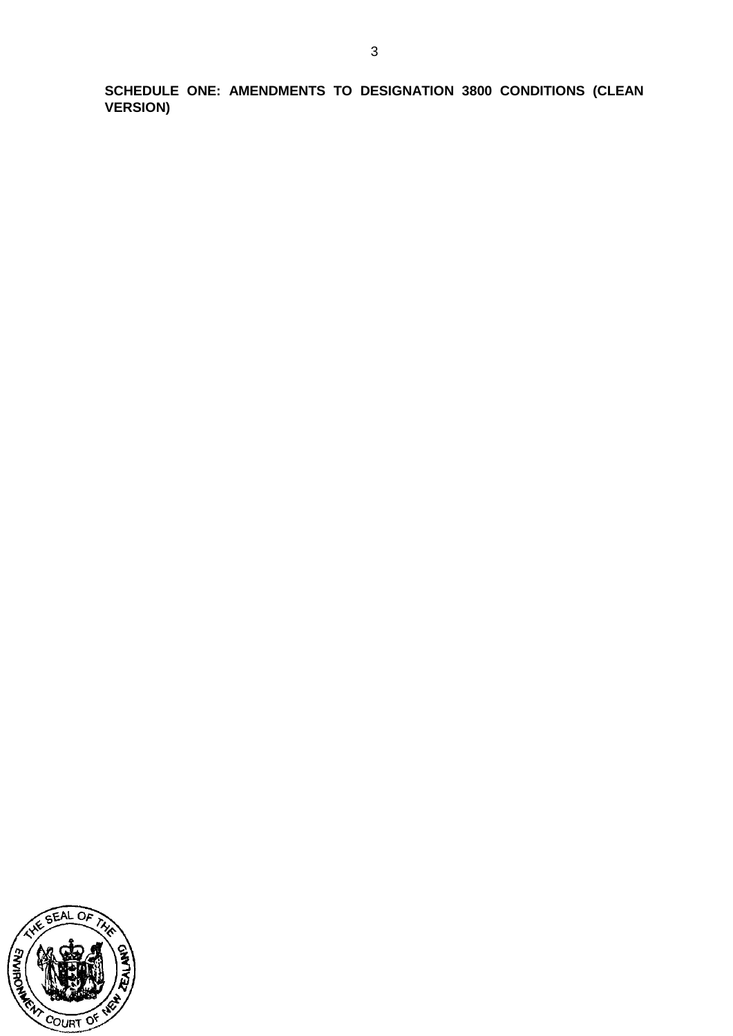**SCHEDULE ONE: AMENDMENTS TO DESIGNATION 3800 CONDITIONS (CLEAN VERSION)**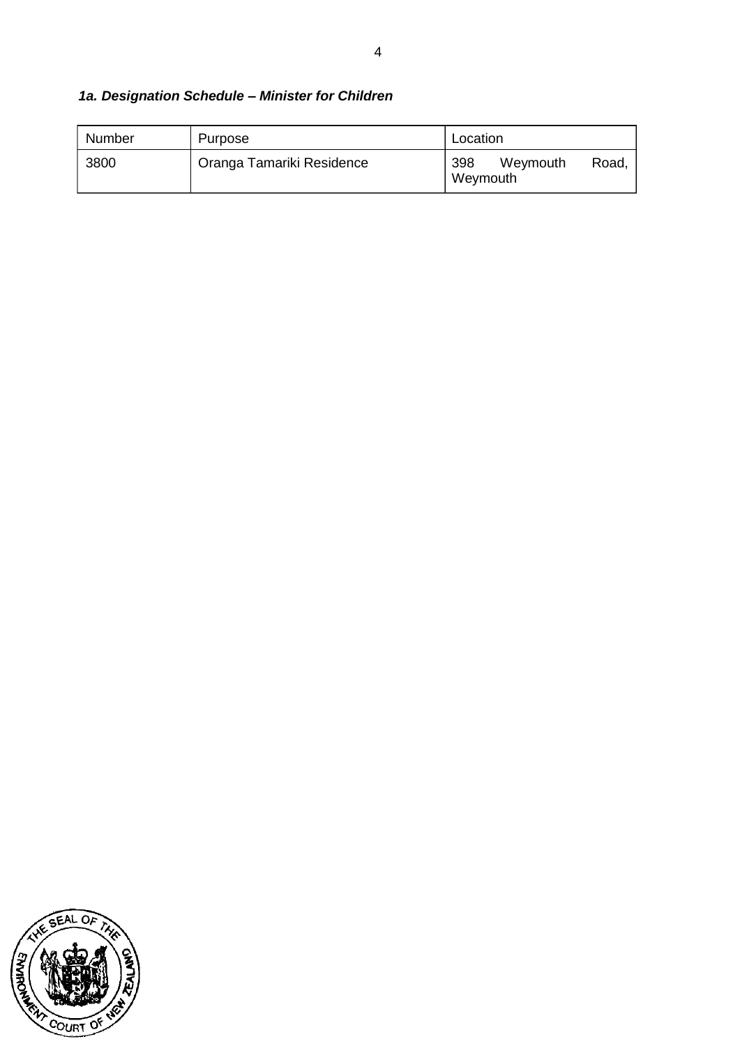***1a. Designation Schedule – Minister for Children***

| Number | Purpose | Location |
| --- | --- | --- |
| 3800 | Oranga Tamariki Residence | 398 Weymouth Road, Weymouth |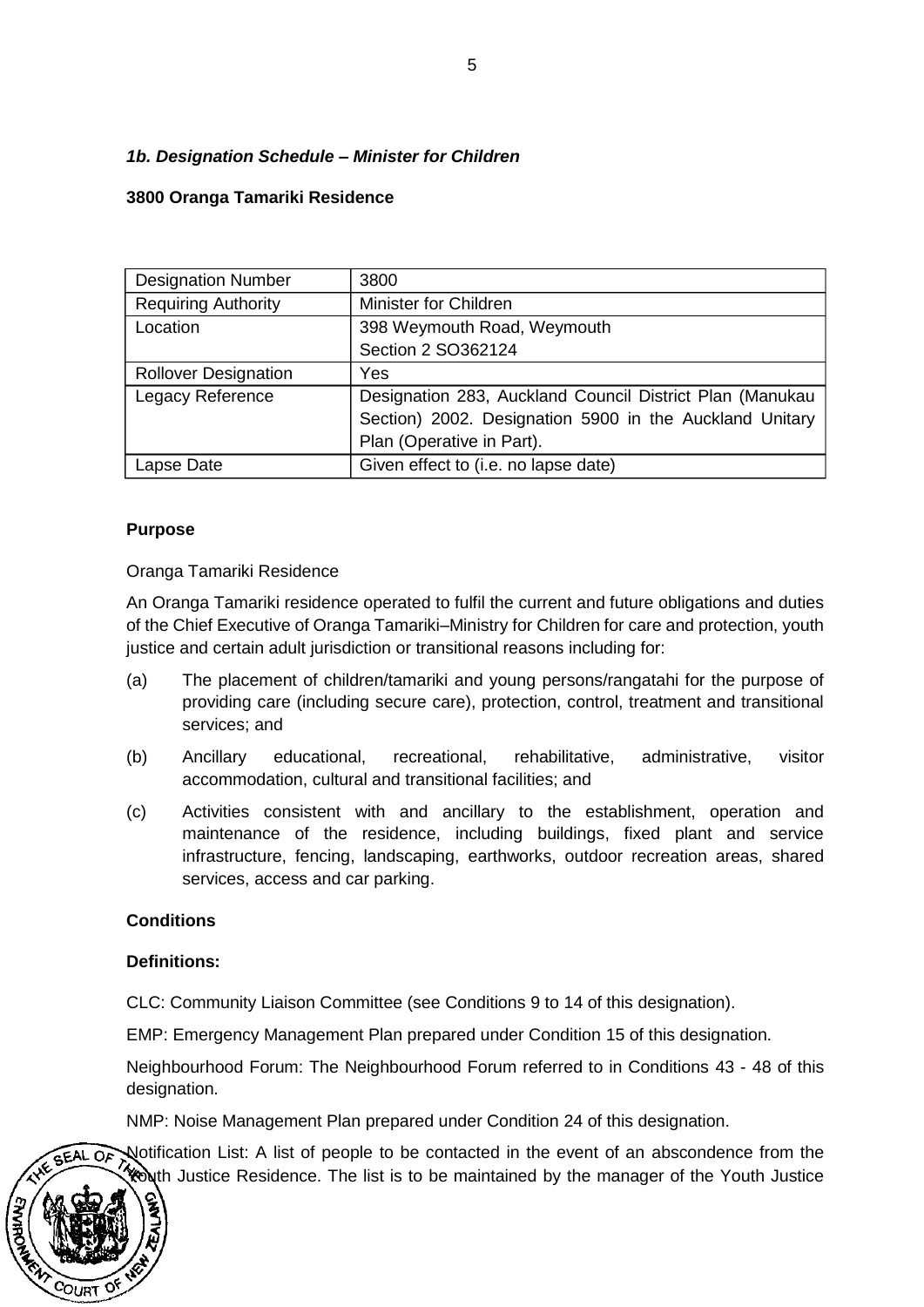### *1b. Designation Schedule – Minister for Children*

**3800 Oranga Tamariki Residence**

| Designation Number | 3800 |
|---|---|
| Requiring Authority | Minister for Children |
| Location | 398 Weymouth Road, Weymouth<br>Section 2 SO362124 |
| Rollover Designation | Yes |
| Legacy Reference | Designation 283, Auckland Council District Plan (Manukau Section) 2002. Designation 5900 in the Auckland Unitary Plan (Operative in Part). |
| Lapse Date | Given effect to (i.e. no lapse date) |

**Purpose**

Oranga Tamariki Residence

An Oranga Tamariki residence operated to fulfil the current and future obligations and duties of the Chief Executive of Oranga Tamariki–Ministry for Children for care and protection, youth justice and certain adult jurisdiction or transitional reasons including for:

(a) The placement of children/tamariki and young persons/rangatahi for the purpose of providing care (including secure care), protection, control, treatment and transitional services; and

(b) Ancillary educational, recreational, rehabilitative, administrative, visitor accommodation, cultural and transitional facilities; and

(c) Activities consistent with and ancillary to the establishment, operation and maintenance of the residence, including buildings, fixed plant and service infrastructure, fencing, landscaping, earthworks, outdoor recreation areas, shared services, access and car parking.

**Conditions**

**Definitions:**

CLC: Community Liaison Committee (see Conditions 9 to 14 of this designation).

EMP: Emergency Management Plan prepared under Condition 15 of this designation.

Neighbourhood Forum: The Neighbourhood Forum referred to in Conditions 43 - 48 of this designation.

NMP: Noise Management Plan prepared under Condition 24 of this designation.

Notification List: A list of people to be contacted in the event of an abscondence from the Youth Justice Residence. The list is to be maintained by the manager of the Youth Justice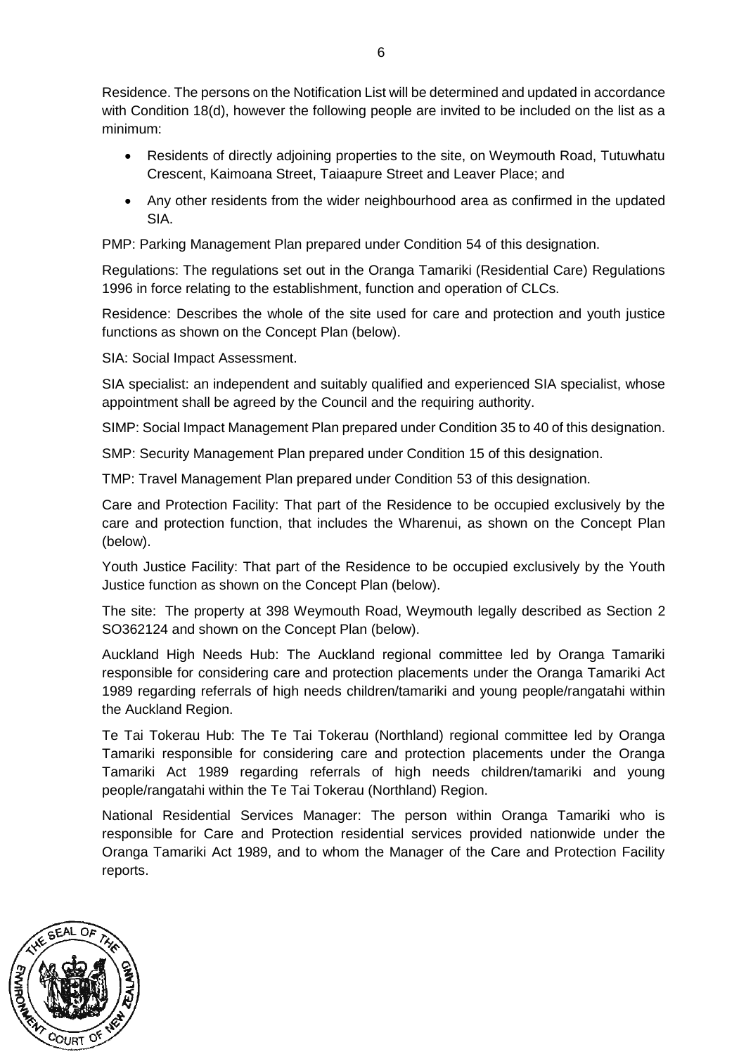Residence. The persons on the Notification List will be determined and updated in accordance with Condition 18(d), however the following people are invited to be included on the list as a minimum:

- Residents of directly adjoining properties to the site, on Weymouth Road, Tutuwhatu Crescent, Kaimoana Street, Taiaapure Street and Leaver Place; and
- Any other residents from the wider neighbourhood area as confirmed in the updated SIA.

PMP: Parking Management Plan prepared under Condition 54 of this designation.

Regulations: The regulations set out in the Oranga Tamariki (Residential Care) Regulations 1996 in force relating to the establishment, function and operation of CLCs.

Residence: Describes the whole of the site used for care and protection and youth justice functions as shown on the Concept Plan (below).

SIA: Social Impact Assessment.

SIA specialist: an independent and suitably qualified and experienced SIA specialist, whose appointment shall be agreed by the Council and the requiring authority.

SIMP: Social Impact Management Plan prepared under Condition 35 to 40 of this designation.

SMP: Security Management Plan prepared under Condition 15 of this designation.

TMP: Travel Management Plan prepared under Condition 53 of this designation.

Care and Protection Facility: That part of the Residence to be occupied exclusively by the care and protection function, that includes the Wharenui, as shown on the Concept Plan (below).

Youth Justice Facility: That part of the Residence to be occupied exclusively by the Youth Justice function as shown on the Concept Plan (below).

The site: The property at 398 Weymouth Road, Weymouth legally described as Section 2 SO362124 and shown on the Concept Plan (below).

Auckland High Needs Hub: The Auckland regional committee led by Oranga Tamariki responsible for considering care and protection placements under the Oranga Tamariki Act 1989 regarding referrals of high needs children/tamariki and young people/rangatahi within the Auckland Region.

Te Tai Tokerau Hub: The Te Tai Tokerau (Northland) regional committee led by Oranga Tamariki responsible for considering care and protection placements under the Oranga Tamariki Act 1989 regarding referrals of high needs children/tamariki and young people/rangatahi within the Te Tai Tokerau (Northland) Region.

National Residential Services Manager: The person within Oranga Tamariki who is responsible for Care and Protection residential services provided nationwide under the Oranga Tamariki Act 1989, and to whom the Manager of the Care and Protection Facility reports.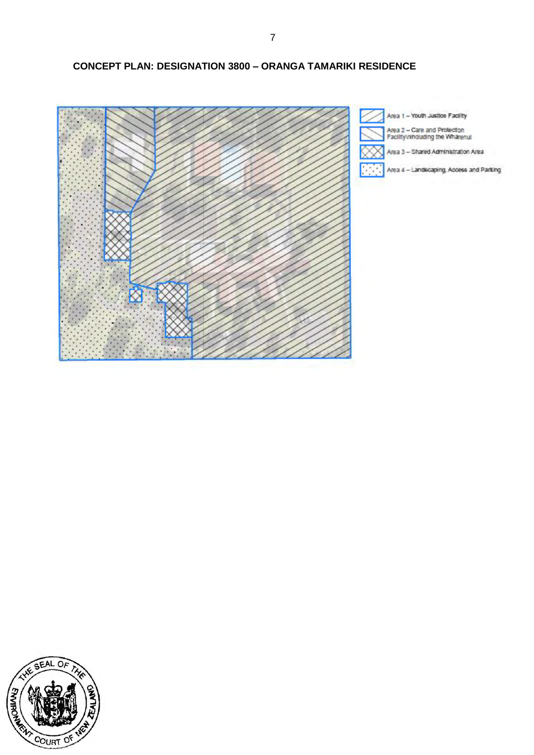**CONCEPT PLAN: DESIGNATION 3800 – ORANGA TAMARIKI RESIDENCE**

Area 1 – Youth Justice Facility

Area 2 – Care and Protection Facility\including the Wharenui

Area 3 – Shared Administration Area

Area 4 – Landscaping, Access and Parking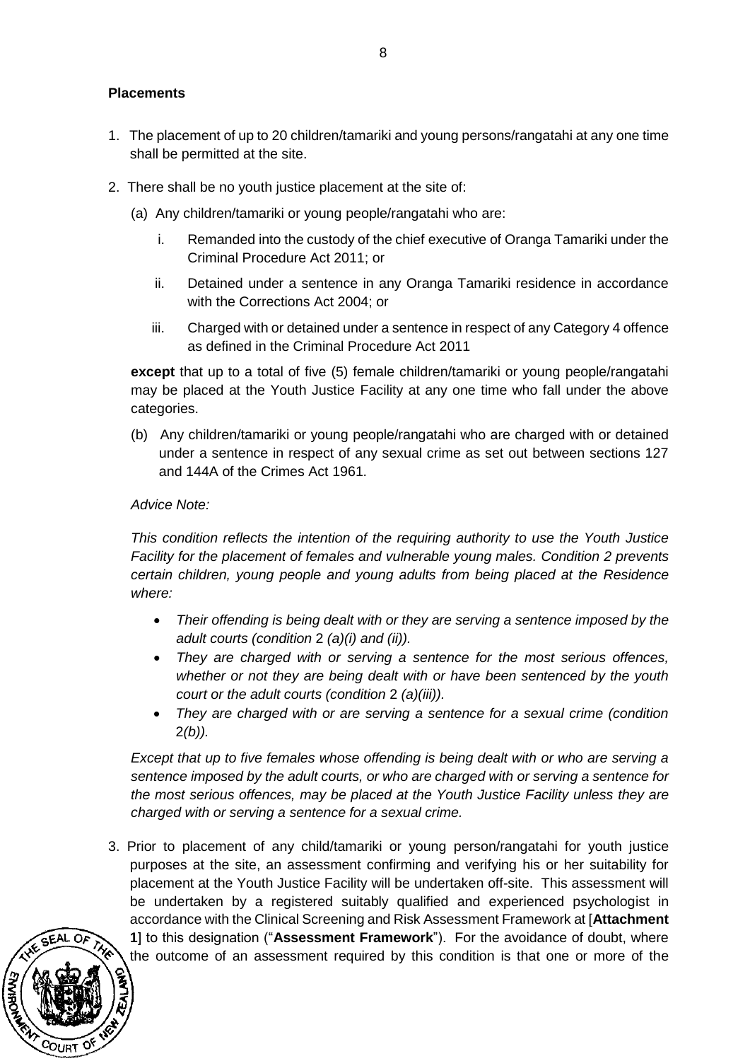**Placements**

1. The placement of up to 20 children/tamariki and young persons/rangatahi at any one time shall be permitted at the site.

2. There shall be no youth justice placement at the site of:

   (a) Any children/tamariki or young people/rangatahi who are:

      i. Remanded into the custody of the chief executive of Oranga Tamariki under the Criminal Procedure Act 2011; or

      ii. Detained under a sentence in any Oranga Tamariki residence in accordance with the Corrections Act 2004; or

      iii. Charged with or detained under a sentence in respect of any Category 4 offence as defined in the Criminal Procedure Act 2011

   **except** that up to a total of five (5) female children/tamariki or young people/rangatahi may be placed at the Youth Justice Facility at any one time who fall under the above categories.

   (b) Any children/tamariki or young people/rangatahi who are charged with or detained under a sentence in respect of any sexual crime as set out between sections 127 and 144A of the Crimes Act 1961.

   *Advice Note:*

   *This condition reflects the intention of the requiring authority to use the Youth Justice Facility for the placement of females and vulnerable young males. Condition 2 prevents certain children, young people and young adults from being placed at the Residence where:*

   - *Their offending is being dealt with or they are serving a sentence imposed by the adult courts (condition* 2 *(a)(i) and (ii)).*
   - *They are charged with or serving a sentence for the most serious offences, whether or not they are being dealt with or have been sentenced by the youth court or the adult courts (condition* 2 *(a)(iii)).*
   - *They are charged with or are serving a sentence for a sexual crime (condition* 2*(b)).*

   *Except that up to five females whose offending is being dealt with or who are serving a sentence imposed by the adult courts, or who are charged with or serving a sentence for the most serious offences, may be placed at the Youth Justice Facility unless they are charged with or serving a sentence for a sexual crime.*

3. Prior to placement of any child/tamariki or young person/rangatahi for youth justice purposes at the site, an assessment confirming and verifying his or her suitability for placement at the Youth Justice Facility will be undertaken off-site. This assessment will be undertaken by a registered suitably qualified and experienced psychologist in accordance with the Clinical Screening and Risk Assessment Framework at [**Attachment 1**] to this designation ("**Assessment Framework**"). For the avoidance of doubt, where the outcome of an assessment required by this condition is that one or more of the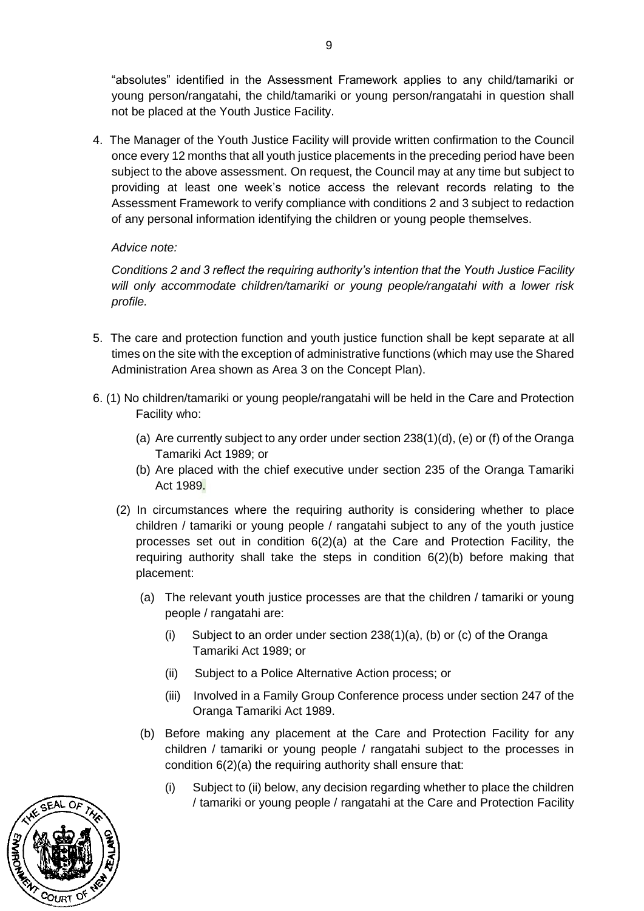"absolutes" identified in the Assessment Framework applies to any child/tamariki or young person/rangatahi, the child/tamariki or young person/rangatahi in question shall not be placed at the Youth Justice Facility.

4. The Manager of the Youth Justice Facility will provide written confirmation to the Council once every 12 months that all youth justice placements in the preceding period have been subject to the above assessment. On request, the Council may at any time but subject to providing at least one week's notice access the relevant records relating to the Assessment Framework to verify compliance with conditions 2 and 3 subject to redaction of any personal information identifying the children or young people themselves.

   *Advice note:*

   *Conditions 2 and 3 reflect the requiring authority's intention that the Youth Justice Facility will only accommodate children/tamariki or young people/rangatahi with a lower risk profile.*

5. The care and protection function and youth justice function shall be kept separate at all times on the site with the exception of administrative functions (which may use the Shared Administration Area shown as Area 3 on the Concept Plan).

6. (1) No children/tamariki or young people/rangatahi will be held in the Care and Protection Facility who:

   (a) Are currently subject to any order under section 238(1)(d), (e) or (f) of the Oranga Tamariki Act 1989; or

   (b) Are placed with the chief executive under section 235 of the Oranga Tamariki Act 1989.

   (2) In circumstances where the requiring authority is considering whether to place children / tamariki or young people / rangatahi subject to any of the youth justice processes set out in condition 6(2)(a) at the Care and Protection Facility, the requiring authority shall take the steps in condition 6(2)(b) before making that placement:

   (a) The relevant youth justice processes are that the children / tamariki or young people / rangatahi are:

      (i) Subject to an order under section 238(1)(a), (b) or (c) of the Oranga Tamariki Act 1989; or

      (ii) Subject to a Police Alternative Action process; or

      (iii) Involved in a Family Group Conference process under section 247 of the Oranga Tamariki Act 1989.

   (b) Before making any placement at the Care and Protection Facility for any children / tamariki or young people / rangatahi subject to the processes in condition 6(2)(a) the requiring authority shall ensure that:

      (i) Subject to (ii) below, any decision regarding whether to place the children / tamariki or young people / rangatahi at the Care and Protection Facility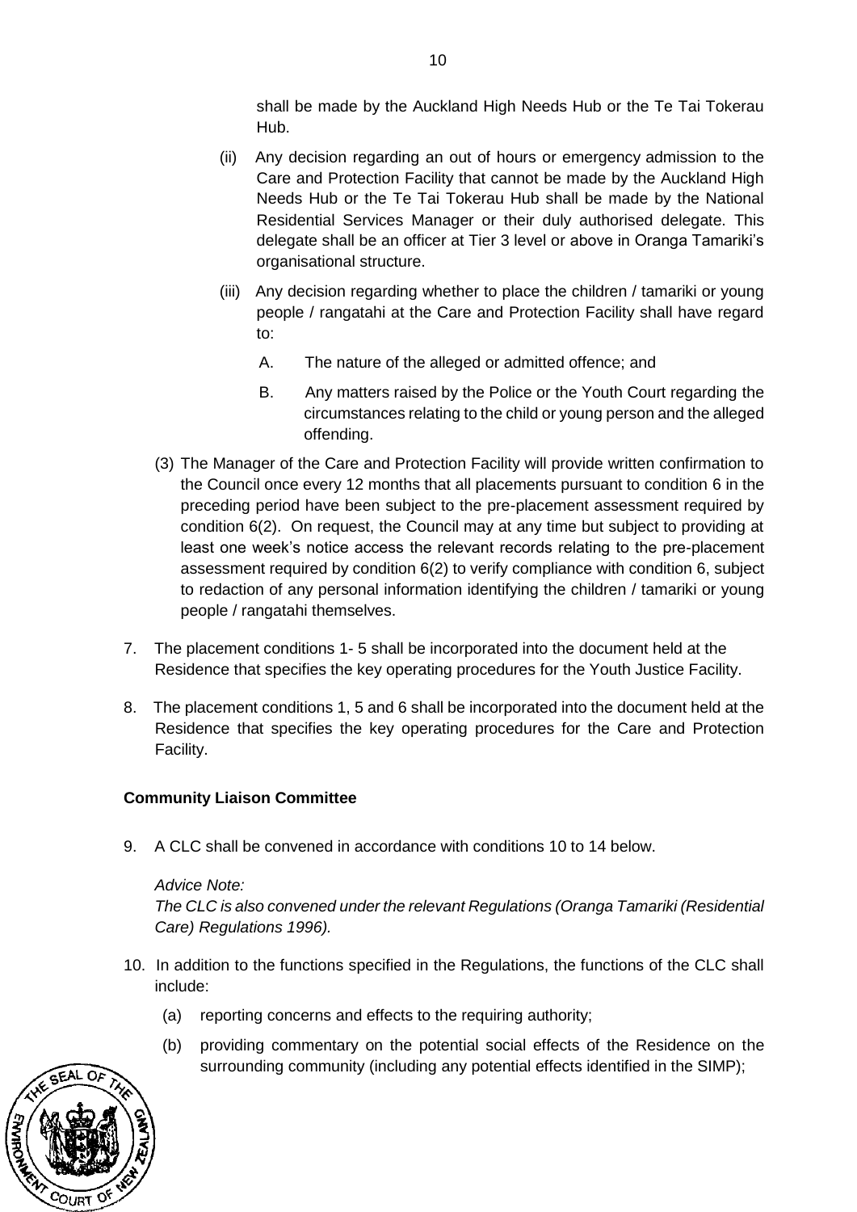shall be made by the Auckland High Needs Hub or the Te Tai Tokerau Hub.

(ii) Any decision regarding an out of hours or emergency admission to the Care and Protection Facility that cannot be made by the Auckland High Needs Hub or the Te Tai Tokerau Hub shall be made by the National Residential Services Manager or their duly authorised delegate. This delegate shall be an officer at Tier 3 level or above in Oranga Tamariki's organisational structure.

(iii) Any decision regarding whether to place the children / tamariki or young people / rangatahi at the Care and Protection Facility shall have regard to:

A. The nature of the alleged or admitted offence; and

B. Any matters raised by the Police or the Youth Court regarding the circumstances relating to the child or young person and the alleged offending.

(3) The Manager of the Care and Protection Facility will provide written confirmation to the Council once every 12 months that all placements pursuant to condition 6 in the preceding period have been subject to the pre-placement assessment required by condition 6(2). On request, the Council may at any time but subject to providing at least one week's notice access the relevant records relating to the pre-placement assessment required by condition 6(2) to verify compliance with condition 6, subject to redaction of any personal information identifying the children / tamariki or young people / rangatahi themselves.

7. The placement conditions 1- 5 shall be incorporated into the document held at the Residence that specifies the key operating procedures for the Youth Justice Facility.

8. The placement conditions 1, 5 and 6 shall be incorporated into the document held at the Residence that specifies the key operating procedures for the Care and Protection Facility.

**Community Liaison Committee**

9. A CLC shall be convened in accordance with conditions 10 to 14 below.

   *Advice Note:*
   *The CLC is also convened under the relevant Regulations (Oranga Tamariki (Residential Care) Regulations 1996).*

10. In addition to the functions specified in the Regulations, the functions of the CLC shall include:

   (a) reporting concerns and effects to the requiring authority;

   (b) providing commentary on the potential social effects of the Residence on the surrounding community (including any potential effects identified in the SIMP);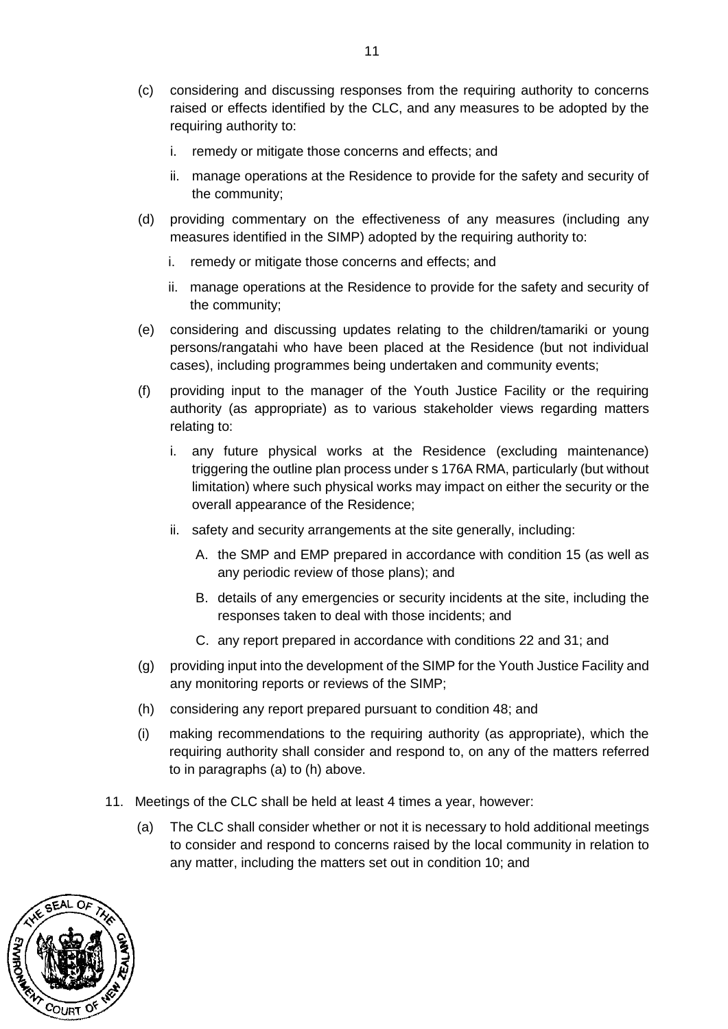(c) considering and discussing responses from the requiring authority to concerns raised or effects identified by the CLC, and any measures to be adopted by the requiring authority to:

   i. remedy or mitigate those concerns and effects; and

   ii. manage operations at the Residence to provide for the safety and security of the community;

(d) providing commentary on the effectiveness of any measures (including any measures identified in the SIMP) adopted by the requiring authority to:

   i. remedy or mitigate those concerns and effects; and

   ii. manage operations at the Residence to provide for the safety and security of the community;

(e) considering and discussing updates relating to the children/tamariki or young persons/rangatahi who have been placed at the Residence (but not individual cases), including programmes being undertaken and community events;

(f) providing input to the manager of the Youth Justice Facility or the requiring authority (as appropriate) as to various stakeholder views regarding matters relating to:

   i. any future physical works at the Residence (excluding maintenance) triggering the outline plan process under s 176A RMA, particularly (but without limitation) where such physical works may impact on either the security or the overall appearance of the Residence;

   ii. safety and security arrangements at the site generally, including:

      A. the SMP and EMP prepared in accordance with condition 15 (as well as any periodic review of those plans); and

      B. details of any emergencies or security incidents at the site, including the responses taken to deal with those incidents; and

      C. any report prepared in accordance with conditions 22 and 31; and

(g) providing input into the development of the SIMP for the Youth Justice Facility and any monitoring reports or reviews of the SIMP;

(h) considering any report prepared pursuant to condition 48; and

(i) making recommendations to the requiring authority (as appropriate), which the requiring authority shall consider and respond to, on any of the matters referred to in paragraphs (a) to (h) above.

11. Meetings of the CLC shall be held at least 4 times a year, however:

   (a) The CLC shall consider whether or not it is necessary to hold additional meetings to consider and respond to concerns raised by the local community in relation to any matter, including the matters set out in condition 10; and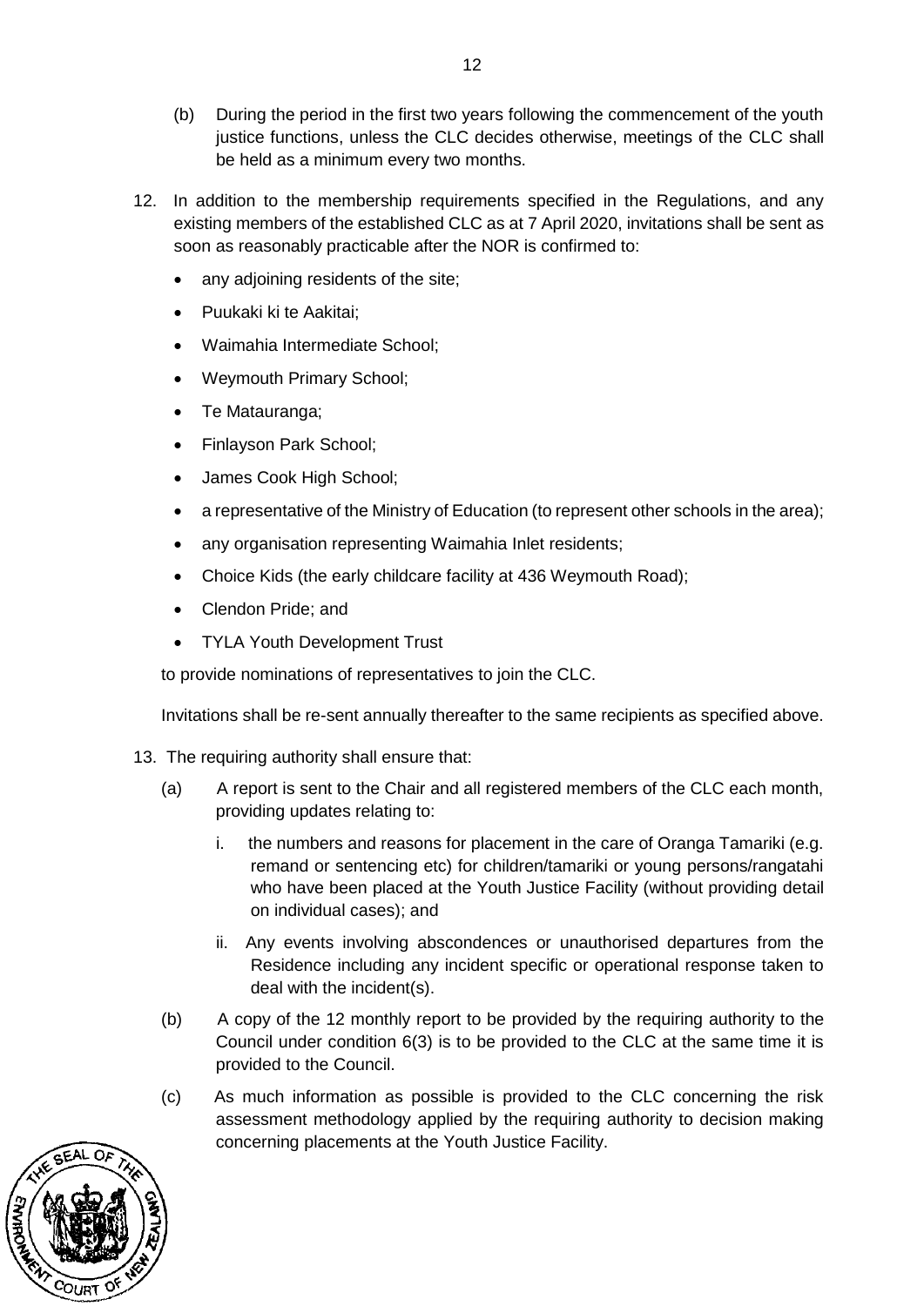(b) During the period in the first two years following the commencement of the youth justice functions, unless the CLC decides otherwise, meetings of the CLC shall be held as a minimum every two months.

12. In addition to the membership requirements specified in the Regulations, and any existing members of the established CLC as at 7 April 2020, invitations shall be sent as soon as reasonably practicable after the NOR is confirmed to:

    - any adjoining residents of the site;
    - Puukaki ki te Aakitai;
    - Waimahia Intermediate School;
    - Weymouth Primary School;
    - Te Matauranga;
    - Finlayson Park School;
    - James Cook High School;
    - a representative of the Ministry of Education (to represent other schools in the area);
    - any organisation representing Waimahia Inlet residents;
    - Choice Kids (the early childcare facility at 436 Weymouth Road);
    - Clendon Pride; and
    - TYLA Youth Development Trust

    to provide nominations of representatives to join the CLC.

    Invitations shall be re-sent annually thereafter to the same recipients as specified above.

13. The requiring authority shall ensure that:

    (a) A report is sent to the Chair and all registered members of the CLC each month, providing updates relating to:

    i. the numbers and reasons for placement in the care of Oranga Tamariki (e.g. remand or sentencing etc) for children/tamariki or young persons/rangatahi who have been placed at the Youth Justice Facility (without providing detail on individual cases); and

    ii. Any events involving abscondences or unauthorised departures from the Residence including any incident specific or operational response taken to deal with the incident(s).

    (b) A copy of the 12 monthly report to be provided by the requiring authority to the Council under condition 6(3) is to be provided to the CLC at the same time it is provided to the Council.

    (c) As much information as possible is provided to the CLC concerning the risk assessment methodology applied by the requiring authority to decision making concerning placements at the Youth Justice Facility.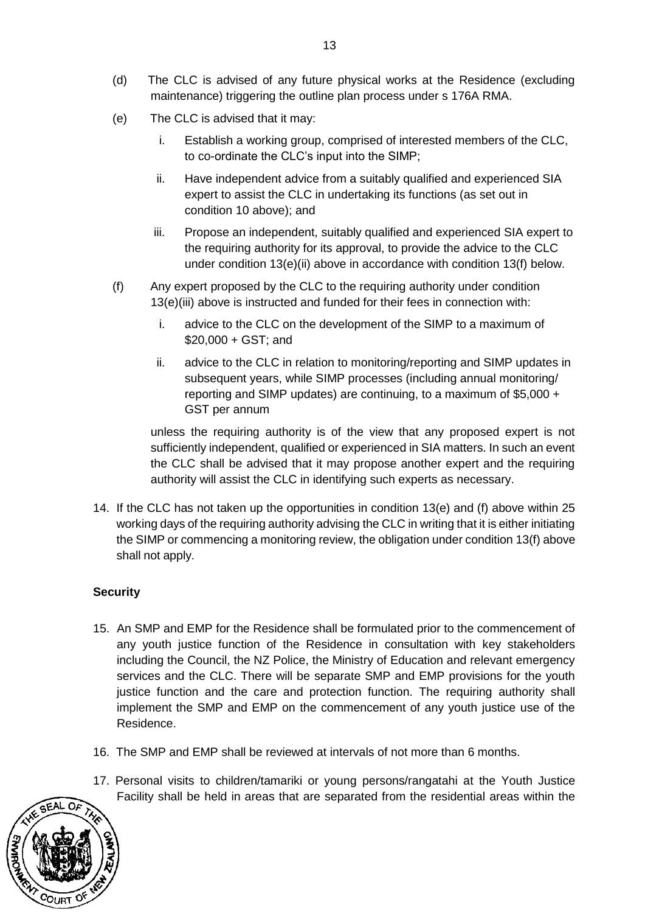(d) The CLC is advised of any future physical works at the Residence (excluding maintenance) triggering the outline plan process under s 176A RMA.

(e) The CLC is advised that it may:

   i. Establish a working group, comprised of interested members of the CLC, to co-ordinate the CLC's input into the SIMP;

   ii. Have independent advice from a suitably qualified and experienced SIA expert to assist the CLC in undertaking its functions (as set out in condition 10 above); and

   iii. Propose an independent, suitably qualified and experienced SIA expert to the requiring authority for its approval, to provide the advice to the CLC under condition 13(e)(ii) above in accordance with condition 13(f) below.

(f) Any expert proposed by the CLC to the requiring authority under condition 13(e)(iii) above is instructed and funded for their fees in connection with:

   i. advice to the CLC on the development of the SIMP to a maximum of $20,000 + GST; and

   ii. advice to the CLC in relation to monitoring/reporting and SIMP updates in subsequent years, while SIMP processes (including annual monitoring/ reporting and SIMP updates) are continuing, to a maximum of $5,000 + GST per annum

   unless the requiring authority is of the view that any proposed expert is not sufficiently independent, qualified or experienced in SIA matters. In such an event the CLC shall be advised that it may propose another expert and the requiring authority will assist the CLC in identifying such experts as necessary.

14. If the CLC has not taken up the opportunities in condition 13(e) and (f) above within 25 working days of the requiring authority advising the CLC in writing that it is either initiating the SIMP or commencing a monitoring review, the obligation under condition 13(f) above shall not apply.

**Security**

15. An SMP and EMP for the Residence shall be formulated prior to the commencement of any youth justice function of the Residence in consultation with key stakeholders including the Council, the NZ Police, the Ministry of Education and relevant emergency services and the CLC. There will be separate SMP and EMP provisions for the youth justice function and the care and protection function. The requiring authority shall implement the SMP and EMP on the commencement of any youth justice use of the Residence.

16. The SMP and EMP shall be reviewed at intervals of not more than 6 months.

17. Personal visits to children/tamariki or young persons/rangatahi at the Youth Justice Facility shall be held in areas that are separated from the residential areas within the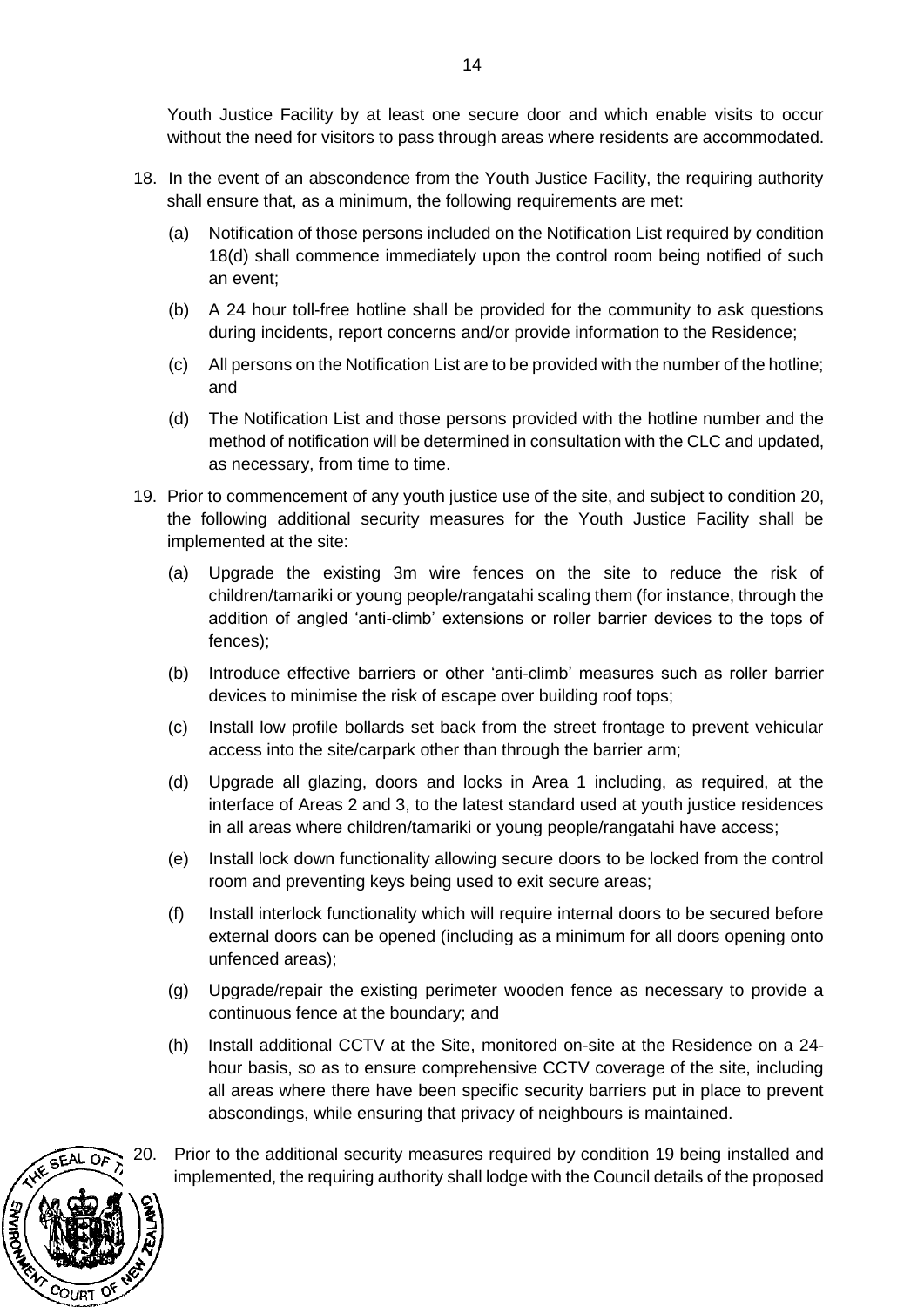Youth Justice Facility by at least one secure door and which enable visits to occur without the need for visitors to pass through areas where residents are accommodated.

18. In the event of an abscondence from the Youth Justice Facility, the requiring authority shall ensure that, as a minimum, the following requirements are met:

    (a) Notification of those persons included on the Notification List required by condition 18(d) shall commence immediately upon the control room being notified of such an event;

    (b) A 24 hour toll-free hotline shall be provided for the community to ask questions during incidents, report concerns and/or provide information to the Residence;

    (c) All persons on the Notification List are to be provided with the number of the hotline; and

    (d) The Notification List and those persons provided with the hotline number and the method of notification will be determined in consultation with the CLC and updated, as necessary, from time to time.

19. Prior to commencement of any youth justice use of the site, and subject to condition 20, the following additional security measures for the Youth Justice Facility shall be implemented at the site:

    (a) Upgrade the existing 3m wire fences on the site to reduce the risk of children/tamariki or young people/rangatahi scaling them (for instance, through the addition of angled 'anti-climb' extensions or roller barrier devices to the tops of fences);

    (b) Introduce effective barriers or other 'anti-climb' measures such as roller barrier devices to minimise the risk of escape over building roof tops;

    (c) Install low profile bollards set back from the street frontage to prevent vehicular access into the site/carpark other than through the barrier arm;

    (d) Upgrade all glazing, doors and locks in Area 1 including, as required, at the interface of Areas 2 and 3, to the latest standard used at youth justice residences in all areas where children/tamariki or young people/rangatahi have access;

    (e) Install lock down functionality allowing secure doors to be locked from the control room and preventing keys being used to exit secure areas;

    (f) Install interlock functionality which will require internal doors to be secured before external doors can be opened (including as a minimum for all doors opening onto unfenced areas);

    (g) Upgrade/repair the existing perimeter wooden fence as necessary to provide a continuous fence at the boundary; and

    (h) Install additional CCTV at the Site, monitored on-site at the Residence on a 24-hour basis, so as to ensure comprehensive CCTV coverage of the site, including all areas where there have been specific security barriers put in place to prevent abscondings, while ensuring that privacy of neighbours is maintained.

20. Prior to the additional security measures required by condition 19 being installed and implemented, the requiring authority shall lodge with the Council details of the proposed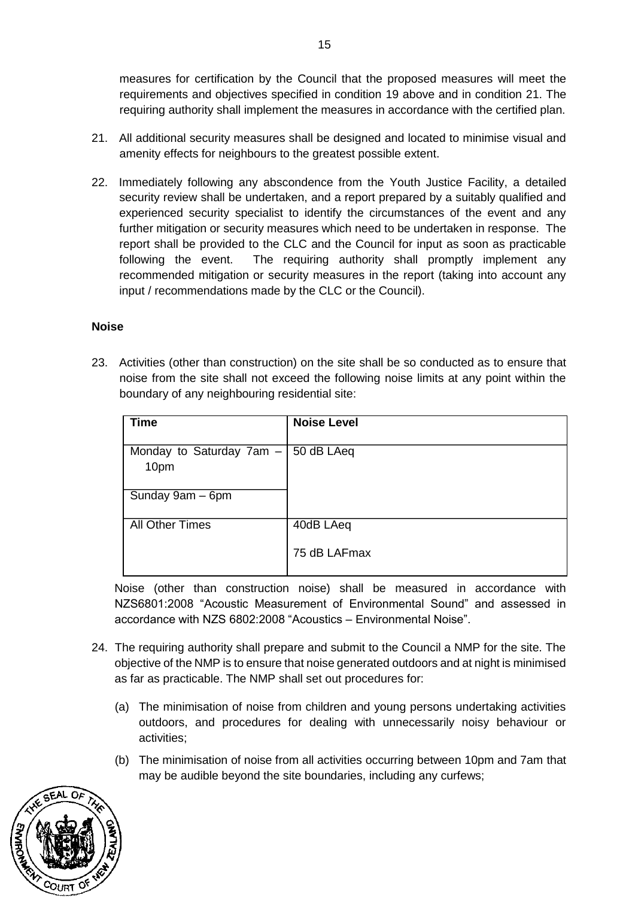measures for certification by the Council that the proposed measures will meet the requirements and objectives specified in condition 19 above and in condition 21. The requiring authority shall implement the measures in accordance with the certified plan.

21. All additional security measures shall be designed and located to minimise visual and amenity effects for neighbours to the greatest possible extent.

22. Immediately following any abscondence from the Youth Justice Facility, a detailed security review shall be undertaken, and a report prepared by a suitably qualified and experienced security specialist to identify the circumstances of the event and any further mitigation or security measures which need to be undertaken in response. The report shall be provided to the CLC and the Council for input as soon as practicable following the event. The requiring authority shall promptly implement any recommended mitigation or security measures in the report (taking into account any input / recommendations made by the CLC or the Council).

**Noise**

23. Activities (other than construction) on the site shall be so conducted as to ensure that noise from the site shall not exceed the following noise limits at any point within the boundary of any neighbouring residential site:

| Time | Noise Level |
|---|---|
| Monday to Saturday 7am – 10pm | 50 dB LAeq |
| Sunday 9am – 6pm | |
| All Other Times | 40dB LAeq<br>75 dB LAFmax |

Noise (other than construction noise) shall be measured in accordance with NZS6801:2008 "Acoustic Measurement of Environmental Sound" and assessed in accordance with NZS 6802:2008 "Acoustics – Environmental Noise".

24. The requiring authority shall prepare and submit to the Council a NMP for the site. The objective of the NMP is to ensure that noise generated outdoors and at night is minimised as far as practicable. The NMP shall set out procedures for:

    (a) The minimisation of noise from children and young persons undertaking activities outdoors, and procedures for dealing with unnecessarily noisy behaviour or activities;

    (b) The minimisation of noise from all activities occurring between 10pm and 7am that may be audible beyond the site boundaries, including any curfews;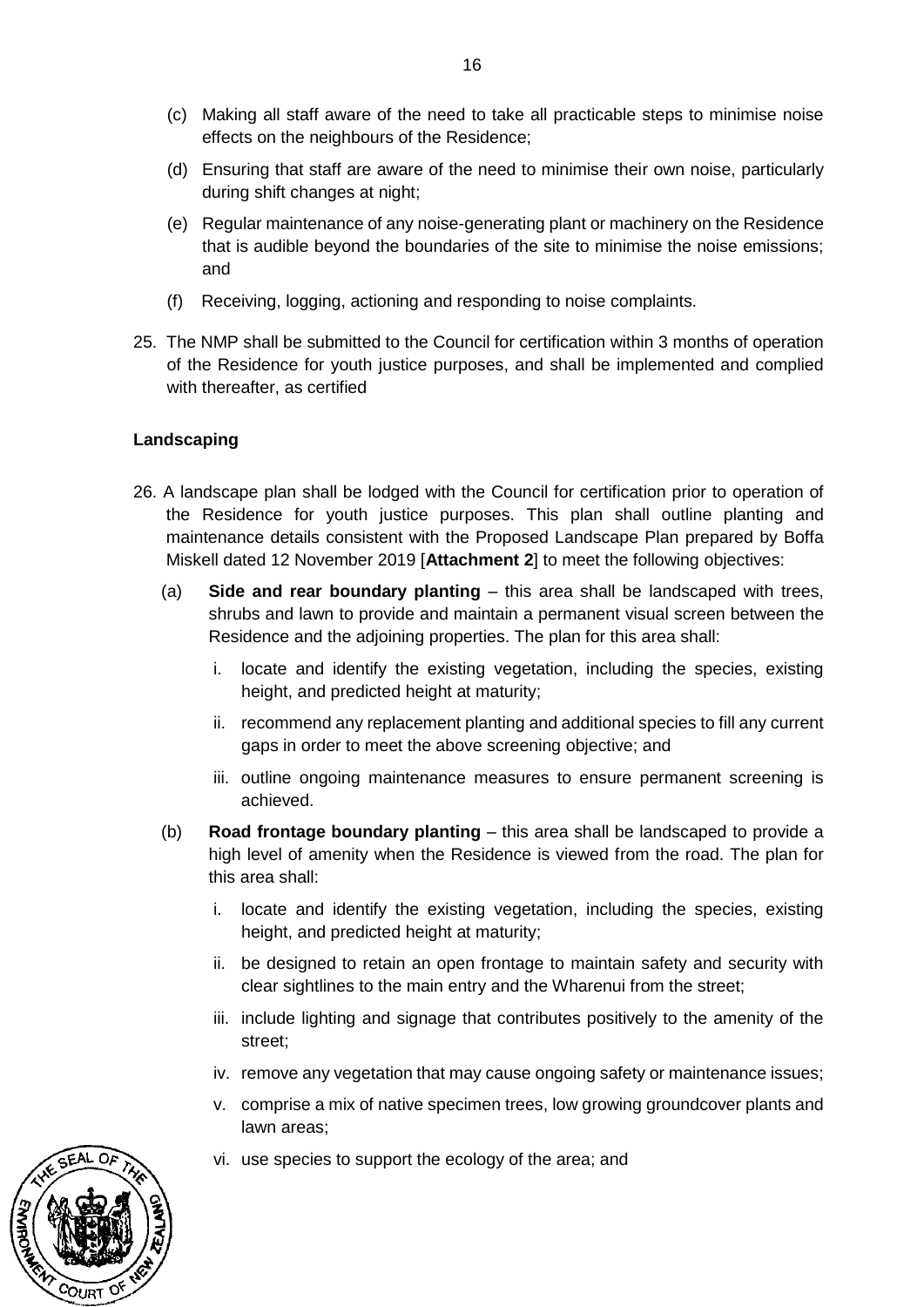(c) Making all staff aware of the need to take all practicable steps to minimise noise effects on the neighbours of the Residence;

(d) Ensuring that staff are aware of the need to minimise their own noise, particularly during shift changes at night;

(e) Regular maintenance of any noise-generating plant or machinery on the Residence that is audible beyond the boundaries of the site to minimise the noise emissions; and

(f) Receiving, logging, actioning and responding to noise complaints.

25. The NMP shall be submitted to the Council for certification within 3 months of operation of the Residence for youth justice purposes, and shall be implemented and complied with thereafter, as certified

**Landscaping**

26. A landscape plan shall be lodged with the Council for certification prior to operation of the Residence for youth justice purposes. This plan shall outline planting and maintenance details consistent with the Proposed Landscape Plan prepared by Boffa Miskell dated 12 November 2019 [**Attachment 2**] to meet the following objectives:

   (a) **Side and rear boundary planting** – this area shall be landscaped with trees, shrubs and lawn to provide and maintain a permanent visual screen between the Residence and the adjoining properties. The plan for this area shall:

      i. locate and identify the existing vegetation, including the species, existing height, and predicted height at maturity;

      ii. recommend any replacement planting and additional species to fill any current gaps in order to meet the above screening objective; and

      iii. outline ongoing maintenance measures to ensure permanent screening is achieved.

   (b) **Road frontage boundary planting** – this area shall be landscaped to provide a high level of amenity when the Residence is viewed from the road. The plan for this area shall:

      i. locate and identify the existing vegetation, including the species, existing height, and predicted height at maturity;

      ii. be designed to retain an open frontage to maintain safety and security with clear sightlines to the main entry and the Wharenui from the street;

      iii. include lighting and signage that contributes positively to the amenity of the street;

      iv. remove any vegetation that may cause ongoing safety or maintenance issues;

      v. comprise a mix of native specimen trees, low growing groundcover plants and lawn areas;

      vi. use species to support the ecology of the area; and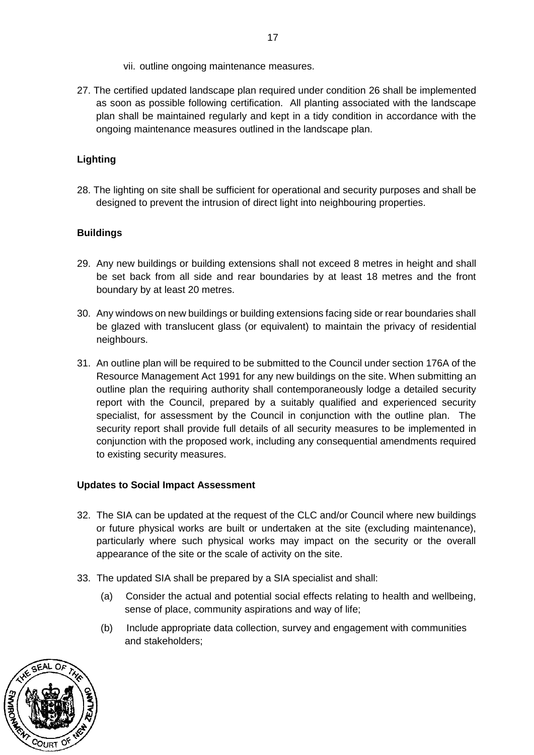vii. outline ongoing maintenance measures.

27. The certified updated landscape plan required under condition 26 shall be implemented as soon as possible following certification. All planting associated with the landscape plan shall be maintained regularly and kept in a tidy condition in accordance with the ongoing maintenance measures outlined in the landscape plan.

**Lighting**

28. The lighting on site shall be sufficient for operational and security purposes and shall be designed to prevent the intrusion of direct light into neighbouring properties.

**Buildings**

29. Any new buildings or building extensions shall not exceed 8 metres in height and shall be set back from all side and rear boundaries by at least 18 metres and the front boundary by at least 20 metres.

30. Any windows on new buildings or building extensions facing side or rear boundaries shall be glazed with translucent glass (or equivalent) to maintain the privacy of residential neighbours.

31. An outline plan will be required to be submitted to the Council under section 176A of the Resource Management Act 1991 for any new buildings on the site. When submitting an outline plan the requiring authority shall contemporaneously lodge a detailed security report with the Council, prepared by a suitably qualified and experienced security specialist, for assessment by the Council in conjunction with the outline plan. The security report shall provide full details of all security measures to be implemented in conjunction with the proposed work, including any consequential amendments required to existing security measures.

**Updates to Social Impact Assessment**

32. The SIA can be updated at the request of the CLC and/or Council where new buildings or future physical works are built or undertaken at the site (excluding maintenance), particularly where such physical works may impact on the security or the overall appearance of the site or the scale of activity on the site.

33. The updated SIA shall be prepared by a SIA specialist and shall:

    (a) Consider the actual and potential social effects relating to health and wellbeing, sense of place, community aspirations and way of life;

    (b) Include appropriate data collection, survey and engagement with communities and stakeholders;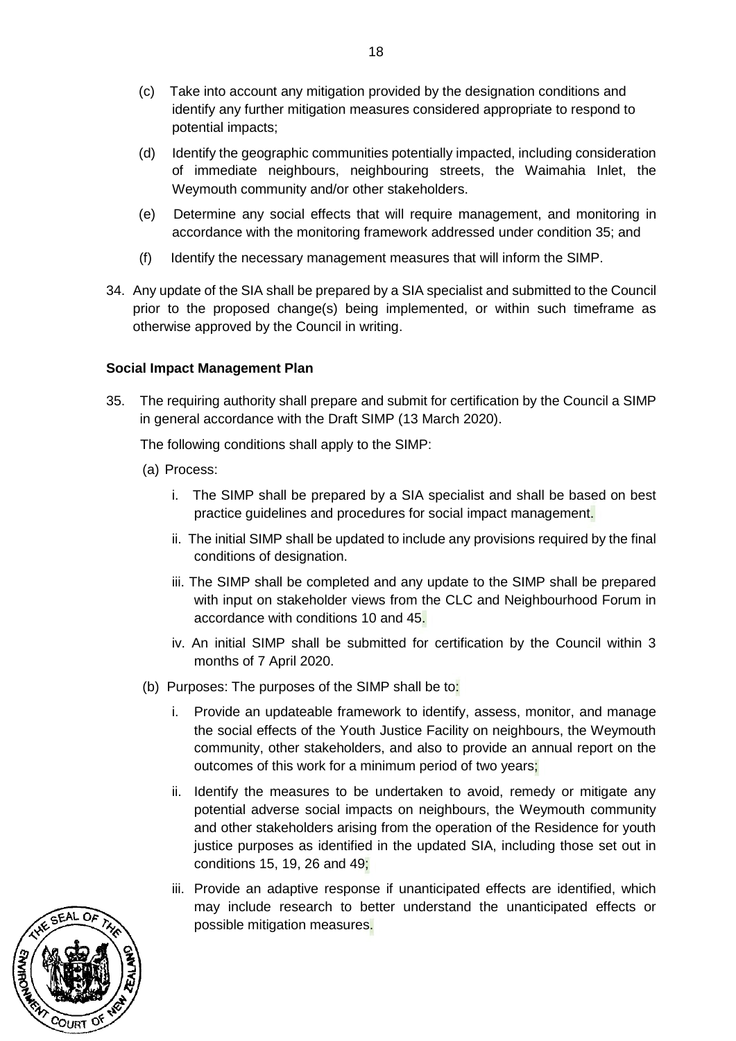(c) Take into account any mitigation provided by the designation conditions and identify any further mitigation measures considered appropriate to respond to potential impacts;

(d) Identify the geographic communities potentially impacted, including consideration of immediate neighbours, neighbouring streets, the Waimahia Inlet, the Weymouth community and/or other stakeholders.

(e) Determine any social effects that will require management, and monitoring in accordance with the monitoring framework addressed under condition 35; and

(f) Identify the necessary management measures that will inform the SIMP.

34. Any update of the SIA shall be prepared by a SIA specialist and submitted to the Council prior to the proposed change(s) being implemented, or within such timeframe as otherwise approved by the Council in writing.

**Social Impact Management Plan**

35. The requiring authority shall prepare and submit for certification by the Council a SIMP in general accordance with the Draft SIMP (13 March 2020).

The following conditions shall apply to the SIMP:

(a) Process:

i. The SIMP shall be prepared by a SIA specialist and shall be based on best practice guidelines and procedures for social impact management.

ii. The initial SIMP shall be updated to include any provisions required by the final conditions of designation.

iii. The SIMP shall be completed and any update to the SIMP shall be prepared with input on stakeholder views from the CLC and Neighbourhood Forum in accordance with conditions 10 and 45.

iv. An initial SIMP shall be submitted for certification by the Council within 3 months of 7 April 2020.

(b) Purposes: The purposes of the SIMP shall be to:

i. Provide an updateable framework to identify, assess, monitor, and manage the social effects of the Youth Justice Facility on neighbours, the Weymouth community, other stakeholders, and also to provide an annual report on the outcomes of this work for a minimum period of two years;

ii. Identify the measures to be undertaken to avoid, remedy or mitigate any potential adverse social impacts on neighbours, the Weymouth community and other stakeholders arising from the operation of the Residence for youth justice purposes as identified in the updated SIA, including those set out in conditions 15, 19, 26 and 49;

iii. Provide an adaptive response if unanticipated effects are identified, which may include research to better understand the unanticipated effects or possible mitigation measures.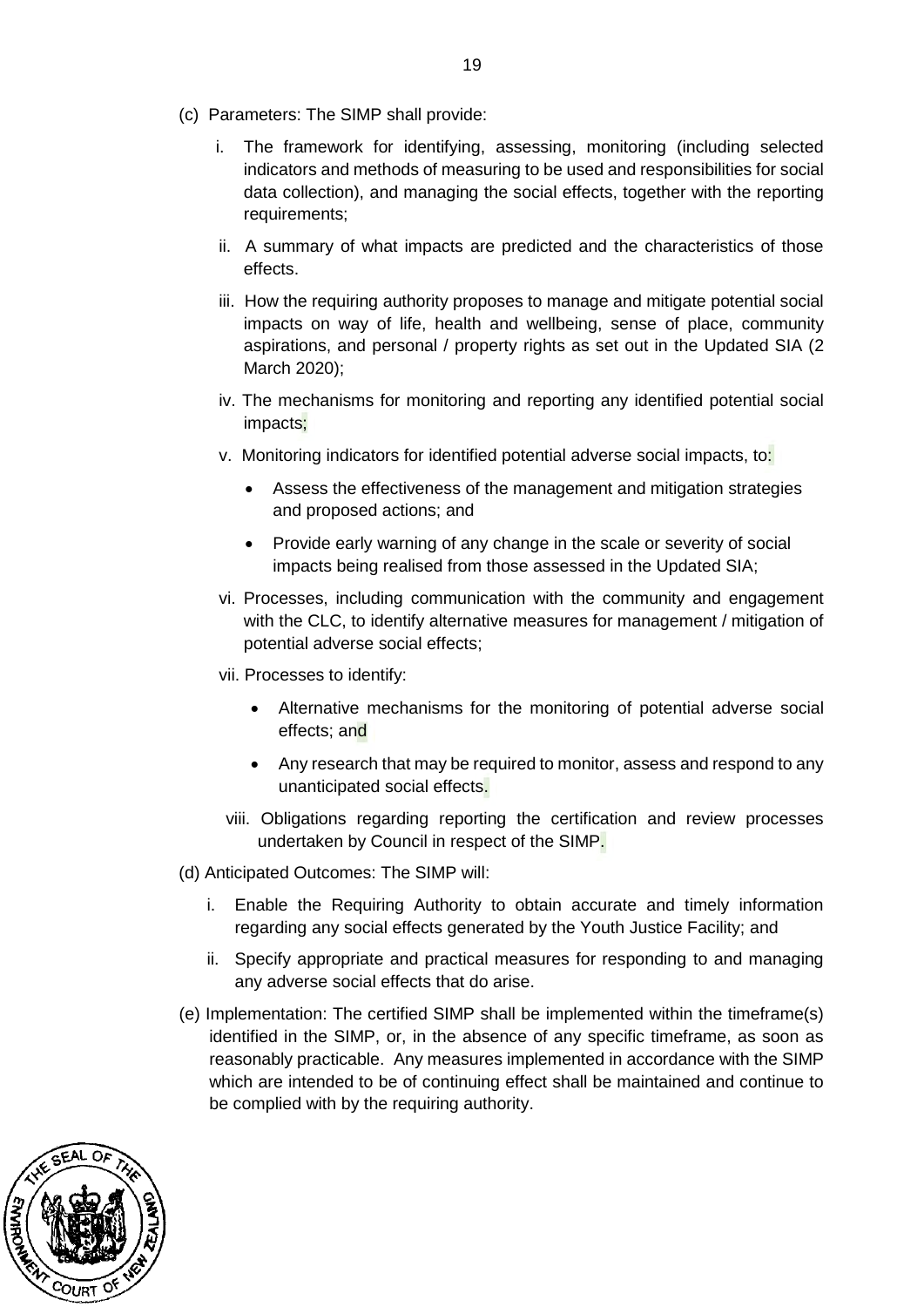(c) Parameters: The SIMP shall provide:

   i. The framework for identifying, assessing, monitoring (including selected indicators and methods of measuring to be used and responsibilities for social data collection), and managing the social effects, together with the reporting requirements;

   ii. A summary of what impacts are predicted and the characteristics of those effects.

   iii. How the requiring authority proposes to manage and mitigate potential social impacts on way of life, health and wellbeing, sense of place, community aspirations, and personal / property rights as set out in the Updated SIA (2 March 2020);

   iv. The mechanisms for monitoring and reporting any identified potential social impacts;

   v. Monitoring indicators for identified potential adverse social impacts, to:

      - Assess the effectiveness of the management and mitigation strategies and proposed actions; and
      - Provide early warning of any change in the scale or severity of social impacts being realised from those assessed in the Updated SIA;

   vi. Processes, including communication with the community and engagement with the CLC, to identify alternative measures for management / mitigation of potential adverse social effects;

   vii. Processes to identify:

      - Alternative mechanisms for the monitoring of potential adverse social effects; and
      - Any research that may be required to monitor, assess and respond to any unanticipated social effects.

   viii. Obligations regarding reporting the certification and review processes undertaken by Council in respect of the SIMP.

(d) Anticipated Outcomes: The SIMP will:

   i. Enable the Requiring Authority to obtain accurate and timely information regarding any social effects generated by the Youth Justice Facility; and

   ii. Specify appropriate and practical measures for responding to and managing any adverse social effects that do arise.

(e) Implementation: The certified SIMP shall be implemented within the timeframe(s) identified in the SIMP, or, in the absence of any specific timeframe, as soon as reasonably practicable. Any measures implemented in accordance with the SIMP which are intended to be of continuing effect shall be maintained and continue to be complied with by the requiring authority.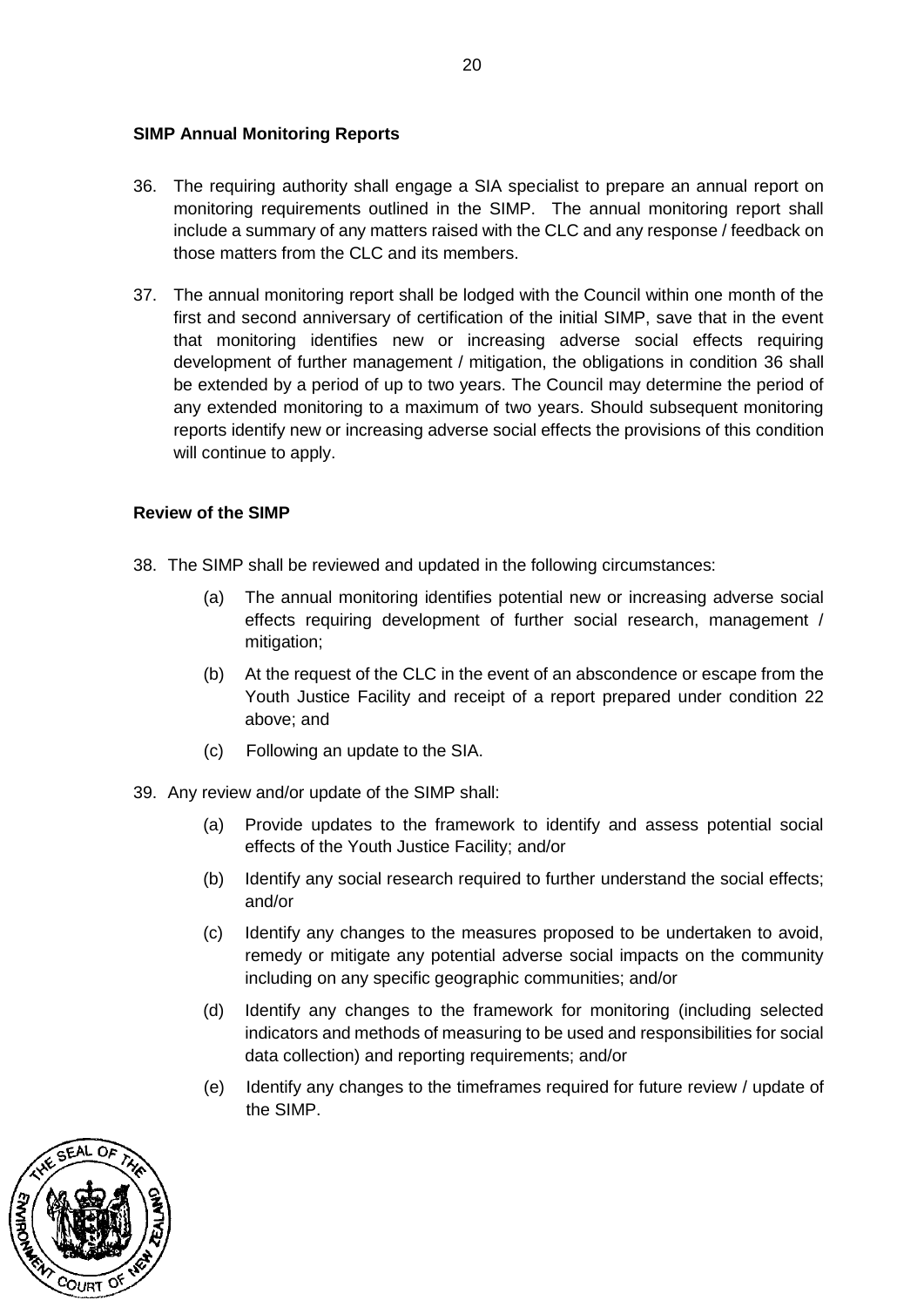**SIMP Annual Monitoring Reports**

36. The requiring authority shall engage a SIA specialist to prepare an annual report on monitoring requirements outlined in the SIMP. The annual monitoring report shall include a summary of any matters raised with the CLC and any response / feedback on those matters from the CLC and its members.

37. The annual monitoring report shall be lodged with the Council within one month of the first and second anniversary of certification of the initial SIMP, save that in the event that monitoring identifies new or increasing adverse social effects requiring development of further management / mitigation, the obligations in condition 36 shall be extended by a period of up to two years. The Council may determine the period of any extended monitoring to a maximum of two years. Should subsequent monitoring reports identify new or increasing adverse social effects the provisions of this condition will continue to apply.

**Review of the SIMP**

38. The SIMP shall be reviewed and updated in the following circumstances:

    (a) The annual monitoring identifies potential new or increasing adverse social effects requiring development of further social research, management / mitigation;

    (b) At the request of the CLC in the event of an abscondence or escape from the Youth Justice Facility and receipt of a report prepared under condition 22 above; and

    (c) Following an update to the SIA.

39. Any review and/or update of the SIMP shall:

    (a) Provide updates to the framework to identify and assess potential social effects of the Youth Justice Facility; and/or

    (b) Identify any social research required to further understand the social effects; and/or

    (c) Identify any changes to the measures proposed to be undertaken to avoid, remedy or mitigate any potential adverse social impacts on the community including on any specific geographic communities; and/or

    (d) Identify any changes to the framework for monitoring (including selected indicators and methods of measuring to be used and responsibilities for social data collection) and reporting requirements; and/or

    (e) Identify any changes to the timeframes required for future review / update of the SIMP.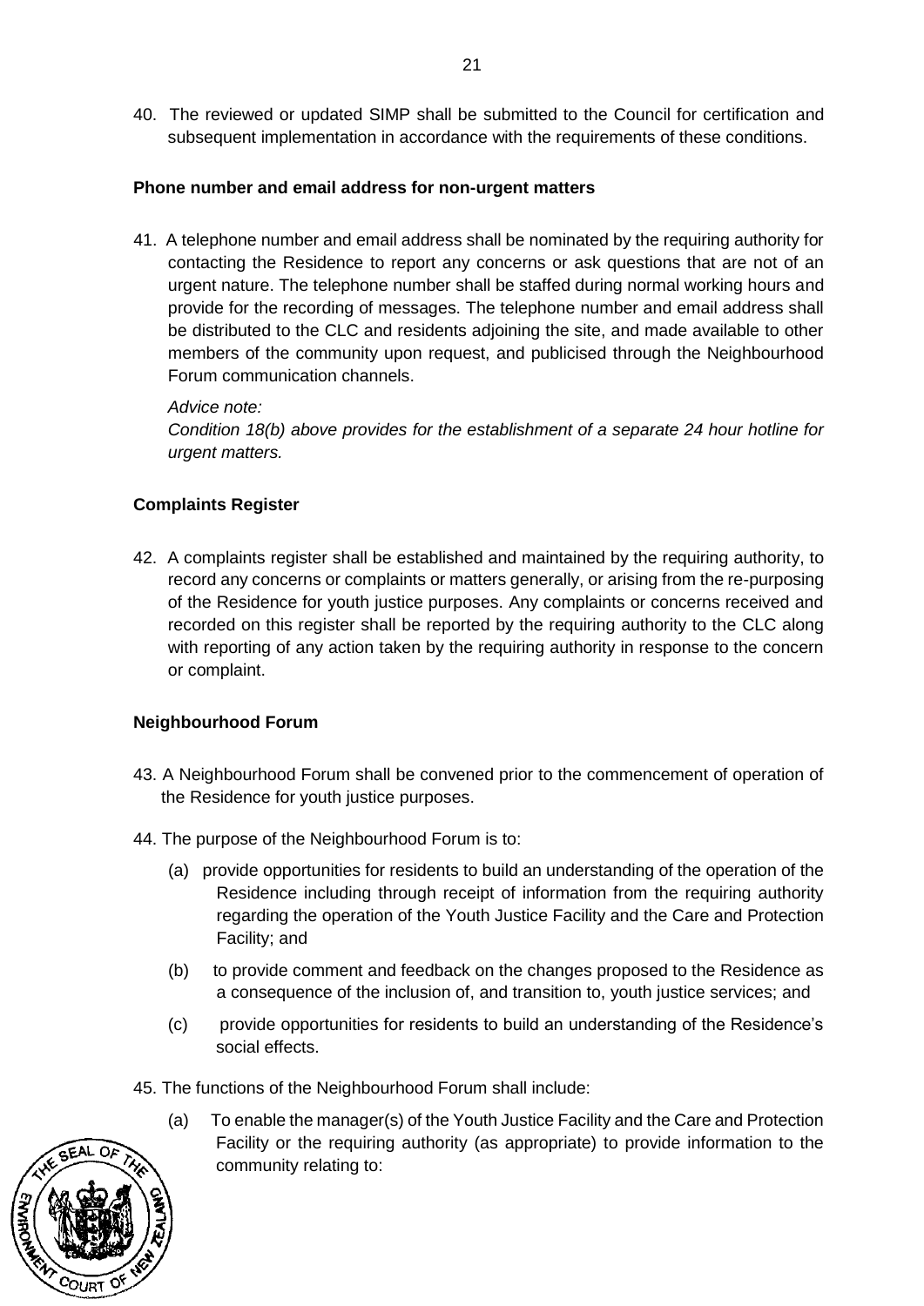40. The reviewed or updated SIMP shall be submitted to the Council for certification and subsequent implementation in accordance with the requirements of these conditions.

**Phone number and email address for non-urgent matters**

41. A telephone number and email address shall be nominated by the requiring authority for contacting the Residence to report any concerns or ask questions that are not of an urgent nature. The telephone number shall be staffed during normal working hours and provide for the recording of messages. The telephone number and email address shall be distributed to the CLC and residents adjoining the site, and made available to other members of the community upon request, and publicised through the Neighbourhood Forum communication channels.

    *Advice note:*
    *Condition 18(b) above provides for the establishment of a separate 24 hour hotline for urgent matters.*

**Complaints Register**

42. A complaints register shall be established and maintained by the requiring authority, to record any concerns or complaints or matters generally, or arising from the re-purposing of the Residence for youth justice purposes. Any complaints or concerns received and recorded on this register shall be reported by the requiring authority to the CLC along with reporting of any action taken by the requiring authority in response to the concern or complaint.

**Neighbourhood Forum**

43. A Neighbourhood Forum shall be convened prior to the commencement of operation of the Residence for youth justice purposes.

44. The purpose of the Neighbourhood Forum is to:

    (a) provide opportunities for residents to build an understanding of the operation of the Residence including through receipt of information from the requiring authority regarding the operation of the Youth Justice Facility and the Care and Protection Facility; and

    (b) to provide comment and feedback on the changes proposed to the Residence as a consequence of the inclusion of, and transition to, youth justice services; and

    (c) provide opportunities for residents to build an understanding of the Residence's social effects.

45. The functions of the Neighbourhood Forum shall include:

    (a) To enable the manager(s) of the Youth Justice Facility and the Care and Protection Facility or the requiring authority (as appropriate) to provide information to the community relating to: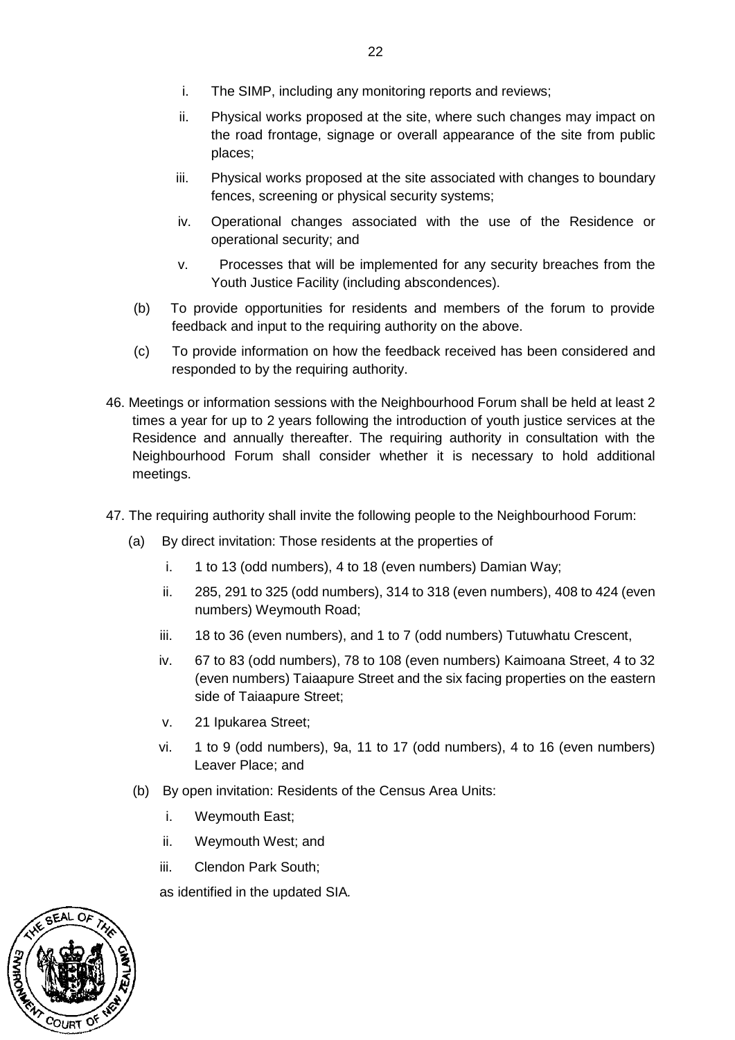i. The SIMP, including any monitoring reports and reviews;

ii. Physical works proposed at the site, where such changes may impact on the road frontage, signage or overall appearance of the site from public places;

iii. Physical works proposed at the site associated with changes to boundary fences, screening or physical security systems;

iv. Operational changes associated with the use of the Residence or operational security; and

v. Processes that will be implemented for any security breaches from the Youth Justice Facility (including abscondences).

(b) To provide opportunities for residents and members of the forum to provide feedback and input to the requiring authority on the above.

(c) To provide information on how the feedback received has been considered and responded to by the requiring authority.

46. Meetings or information sessions with the Neighbourhood Forum shall be held at least 2 times a year for up to 2 years following the introduction of youth justice services at the Residence and annually thereafter. The requiring authority in consultation with the Neighbourhood Forum shall consider whether it is necessary to hold additional meetings.

47. The requiring authority shall invite the following people to the Neighbourhood Forum:

(a) By direct invitation: Those residents at the properties of

i. 1 to 13 (odd numbers), 4 to 18 (even numbers) Damian Way;

ii. 285, 291 to 325 (odd numbers), 314 to 318 (even numbers), 408 to 424 (even numbers) Weymouth Road;

iii. 18 to 36 (even numbers), and 1 to 7 (odd numbers) Tutuwhatu Crescent,

iv. 67 to 83 (odd numbers), 78 to 108 (even numbers) Kaimoana Street, 4 to 32 (even numbers) Taiaapure Street and the six facing properties on the eastern side of Taiaapure Street;

v. 21 Ipukarea Street;

vi. 1 to 9 (odd numbers), 9a, 11 to 17 (odd numbers), 4 to 16 (even numbers) Leaver Place; and

(b) By open invitation: Residents of the Census Area Units:

i. Weymouth East;

ii. Weymouth West; and

iii. Clendon Park South;

as identified in the updated SIA.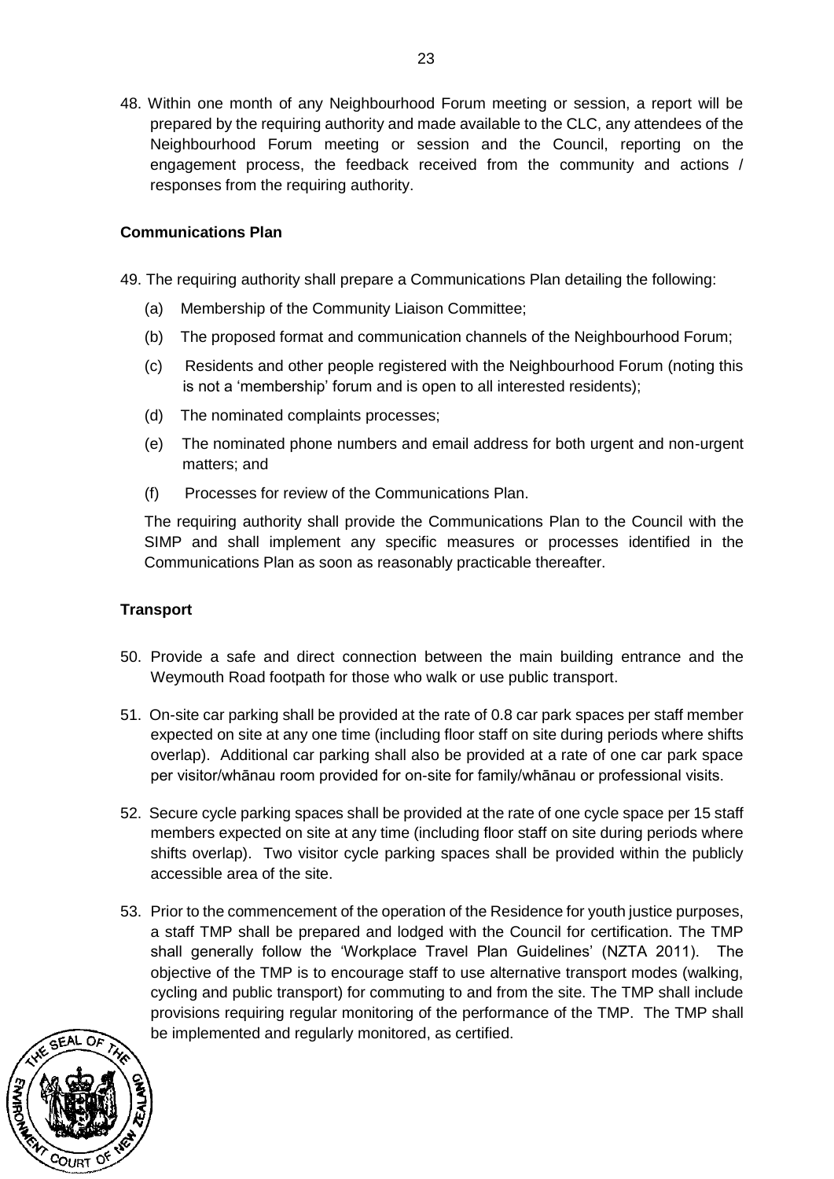48. Within one month of any Neighbourhood Forum meeting or session, a report will be prepared by the requiring authority and made available to the CLC, any attendees of the Neighbourhood Forum meeting or session and the Council, reporting on the engagement process, the feedback received from the community and actions / responses from the requiring authority.

**Communications Plan**

49. The requiring authority shall prepare a Communications Plan detailing the following:

    (a) Membership of the Community Liaison Committee;

    (b) The proposed format and communication channels of the Neighbourhood Forum;

    (c) Residents and other people registered with the Neighbourhood Forum (noting this is not a 'membership' forum and is open to all interested residents);

    (d) The nominated complaints processes;

    (e) The nominated phone numbers and email address for both urgent and non-urgent matters; and

    (f) Processes for review of the Communications Plan.

    The requiring authority shall provide the Communications Plan to the Council with the SIMP and shall implement any specific measures or processes identified in the Communications Plan as soon as reasonably practicable thereafter.

**Transport**

50. Provide a safe and direct connection between the main building entrance and the Weymouth Road footpath for those who walk or use public transport.

51. On-site car parking shall be provided at the rate of 0.8 car park spaces per staff member expected on site at any one time (including floor staff on site during periods where shifts overlap). Additional car parking shall also be provided at a rate of one car park space per visitor/whānau room provided for on-site for family/whānau or professional visits.

52. Secure cycle parking spaces shall be provided at the rate of one cycle space per 15 staff members expected on site at any time (including floor staff on site during periods where shifts overlap). Two visitor cycle parking spaces shall be provided within the publicly accessible area of the site.

53. Prior to the commencement of the operation of the Residence for youth justice purposes, a staff TMP shall be prepared and lodged with the Council for certification. The TMP shall generally follow the 'Workplace Travel Plan Guidelines' (NZTA 2011). The objective of the TMP is to encourage staff to use alternative transport modes (walking, cycling and public transport) for commuting to and from the site. The TMP shall include provisions requiring regular monitoring of the performance of the TMP. The TMP shall be implemented and regularly monitored, as certified.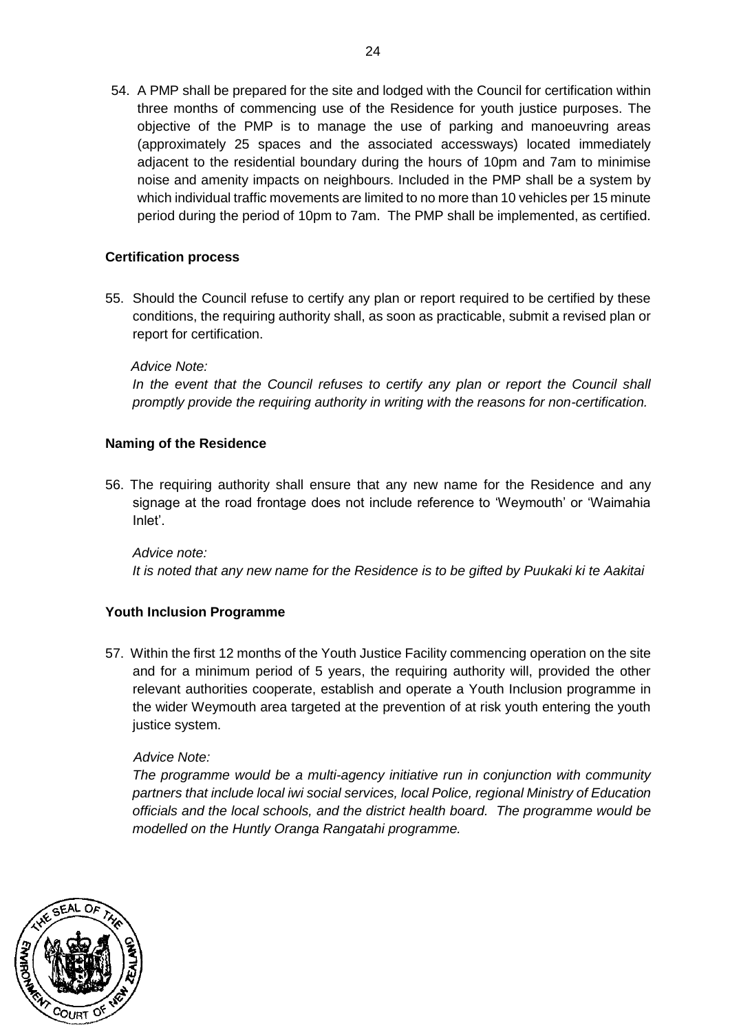54. A PMP shall be prepared for the site and lodged with the Council for certification within three months of commencing use of the Residence for youth justice purposes. The objective of the PMP is to manage the use of parking and manoeuvring areas (approximately 25 spaces and the associated accessways) located immediately adjacent to the residential boundary during the hours of 10pm and 7am to minimise noise and amenity impacts on neighbours. Included in the PMP shall be a system by which individual traffic movements are limited to no more than 10 vehicles per 15 minute period during the period of 10pm to 7am. The PMP shall be implemented, as certified.

**Certification process**

55. Should the Council refuse to certify any plan or report required to be certified by these conditions, the requiring authority shall, as soon as practicable, submit a revised plan or report for certification.

*Advice Note:*
*In the event that the Council refuses to certify any plan or report the Council shall promptly provide the requiring authority in writing with the reasons for non-certification.*

**Naming of the Residence**

56. The requiring authority shall ensure that any new name for the Residence and any signage at the road frontage does not include reference to 'Weymouth' or 'Waimahia Inlet'.

*Advice note:*
*It is noted that any new name for the Residence is to be gifted by Puukaki ki te Aakitai*

**Youth Inclusion Programme**

57. Within the first 12 months of the Youth Justice Facility commencing operation on the site and for a minimum period of 5 years, the requiring authority will, provided the other relevant authorities cooperate, establish and operate a Youth Inclusion programme in the wider Weymouth area targeted at the prevention of at risk youth entering the youth justice system.

*Advice Note:*
*The programme would be a multi-agency initiative run in conjunction with community partners that include local iwi social services, local Police, regional Ministry of Education officials and the local schools, and the district health board. The programme would be modelled on the Huntly Oranga Rangatahi programme.*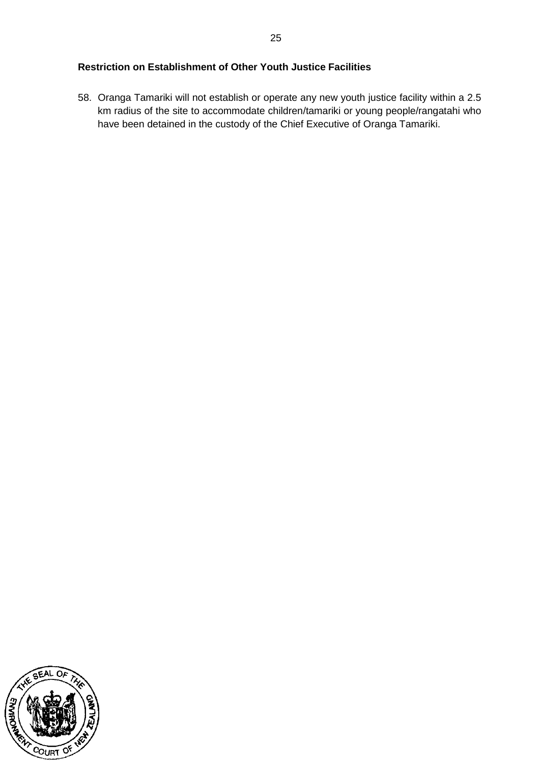**Restriction on Establishment of Other Youth Justice Facilities**

58. Oranga Tamariki will not establish or operate any new youth justice facility within a 2.5 km radius of the site to accommodate children/tamariki or young people/rangatahi who have been detained in the custody of the Chief Executive of Oranga Tamariki.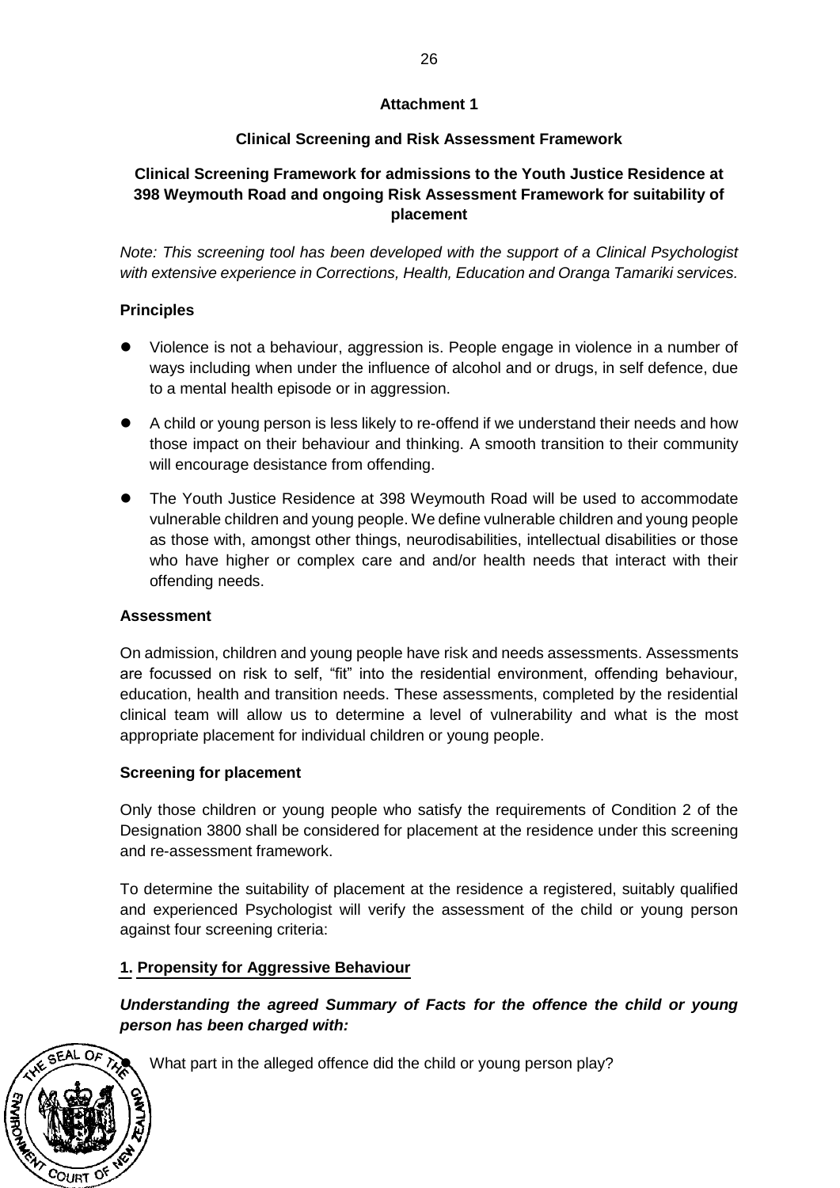**Attachment 1**

**Clinical Screening and Risk Assessment Framework**

**Clinical Screening Framework for admissions to the Youth Justice Residence at 398 Weymouth Road and ongoing Risk Assessment Framework for suitability of placement**

*Note: This screening tool has been developed with the support of a Clinical Psychologist with extensive experience in Corrections, Health, Education and Oranga Tamariki services.*

**Principles**

- Violence is not a behaviour, aggression is. People engage in violence in a number of ways including when under the influence of alcohol and or drugs, in self defence, due to a mental health episode or in aggression.
- A child or young person is less likely to re-offend if we understand their needs and how those impact on their behaviour and thinking. A smooth transition to their community will encourage desistance from offending.
- The Youth Justice Residence at 398 Weymouth Road will be used to accommodate vulnerable children and young people. We define vulnerable children and young people as those with, amongst other things, neurodisabilities, intellectual disabilities or those who have higher or complex care and and/or health needs that interact with their offending needs.

**Assessment**

On admission, children and young people have risk and needs assessments. Assessments are focussed on risk to self, "fit" into the residential environment, offending behaviour, education, health and transition needs. These assessments, completed by the residential clinical team will allow us to determine a level of vulnerability and what is the most appropriate placement for individual children or young people.

**Screening for placement**

Only those children or young people who satisfy the requirements of Condition 2 of the Designation 3800 shall be considered for placement at the residence under this screening and re-assessment framework.

To determine the suitability of placement at the residence a registered, suitably qualified and experienced Psychologist will verify the assessment of the child or young person against four screening criteria:

**1. Propensity for Aggressive Behaviour**

***Understanding the agreed Summary of Facts for the offence the child or young person has been charged with:***

- What part in the alleged offence did the child or young person play?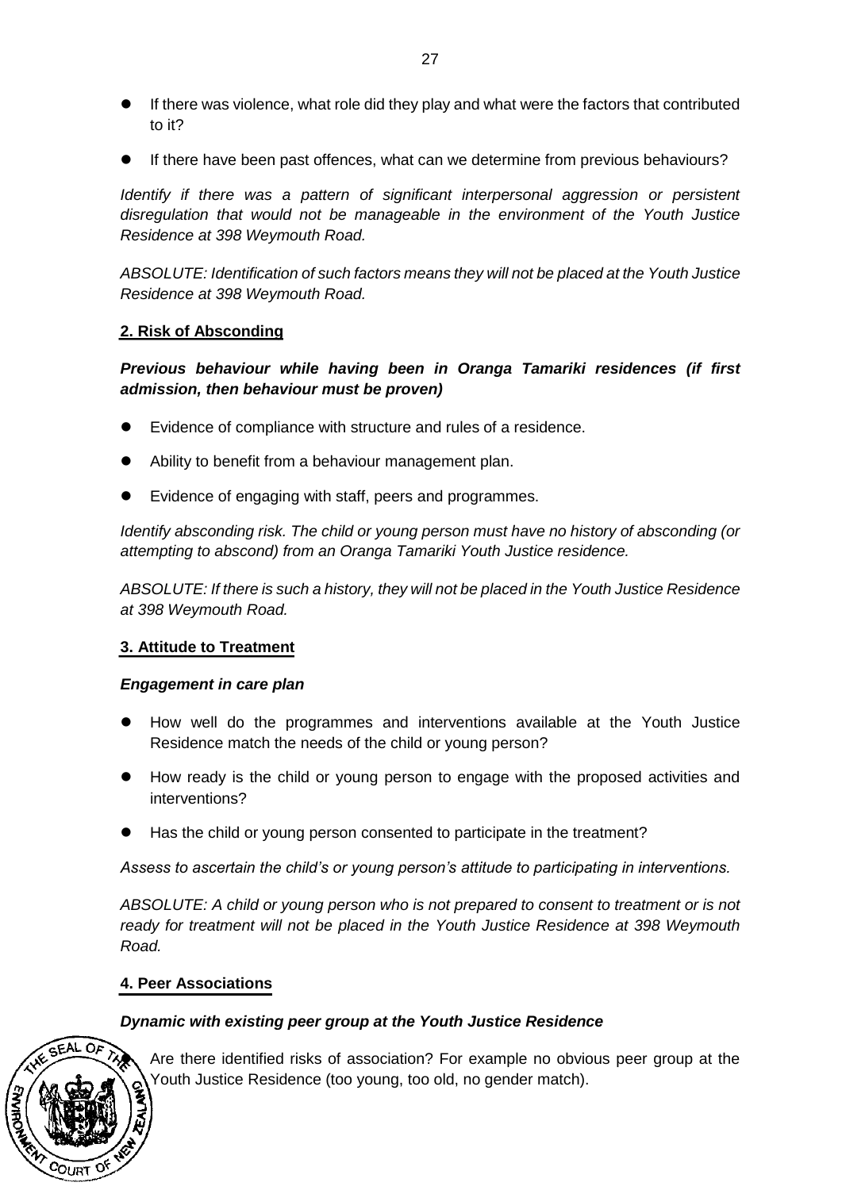- If there was violence, what role did they play and what were the factors that contributed to it?
- If there have been past offences, what can we determine from previous behaviours?

*Identify if there was a pattern of significant interpersonal aggression or persistent disregulation that would not be manageable in the environment of the Youth Justice Residence at 398 Weymouth Road.*

*ABSOLUTE: Identification of such factors means they will not be placed at the Youth Justice Residence at 398 Weymouth Road.*

**2. Risk of Absconding**

***Previous behaviour while having been in Oranga Tamariki residences (if first admission, then behaviour must be proven)***

- Evidence of compliance with structure and rules of a residence.
- Ability to benefit from a behaviour management plan.
- Evidence of engaging with staff, peers and programmes.

*Identify absconding risk. The child or young person must have no history of absconding (or attempting to abscond) from an Oranga Tamariki Youth Justice residence.*

*ABSOLUTE: If there is such a history, they will not be placed in the Youth Justice Residence at 398 Weymouth Road.*

**3. Attitude to Treatment**

***Engagement in care plan***

- How well do the programmes and interventions available at the Youth Justice Residence match the needs of the child or young person?
- How ready is the child or young person to engage with the proposed activities and interventions?
- Has the child or young person consented to participate in the treatment?

*Assess to ascertain the child's or young person's attitude to participating in interventions.*

*ABSOLUTE: A child or young person who is not prepared to consent to treatment or is not ready for treatment will not be placed in the Youth Justice Residence at 398 Weymouth Road.*

**4. Peer Associations**

***Dynamic with existing peer group at the Youth Justice Residence***

- Are there identified risks of association? For example no obvious peer group at the Youth Justice Residence (too young, too old, no gender match).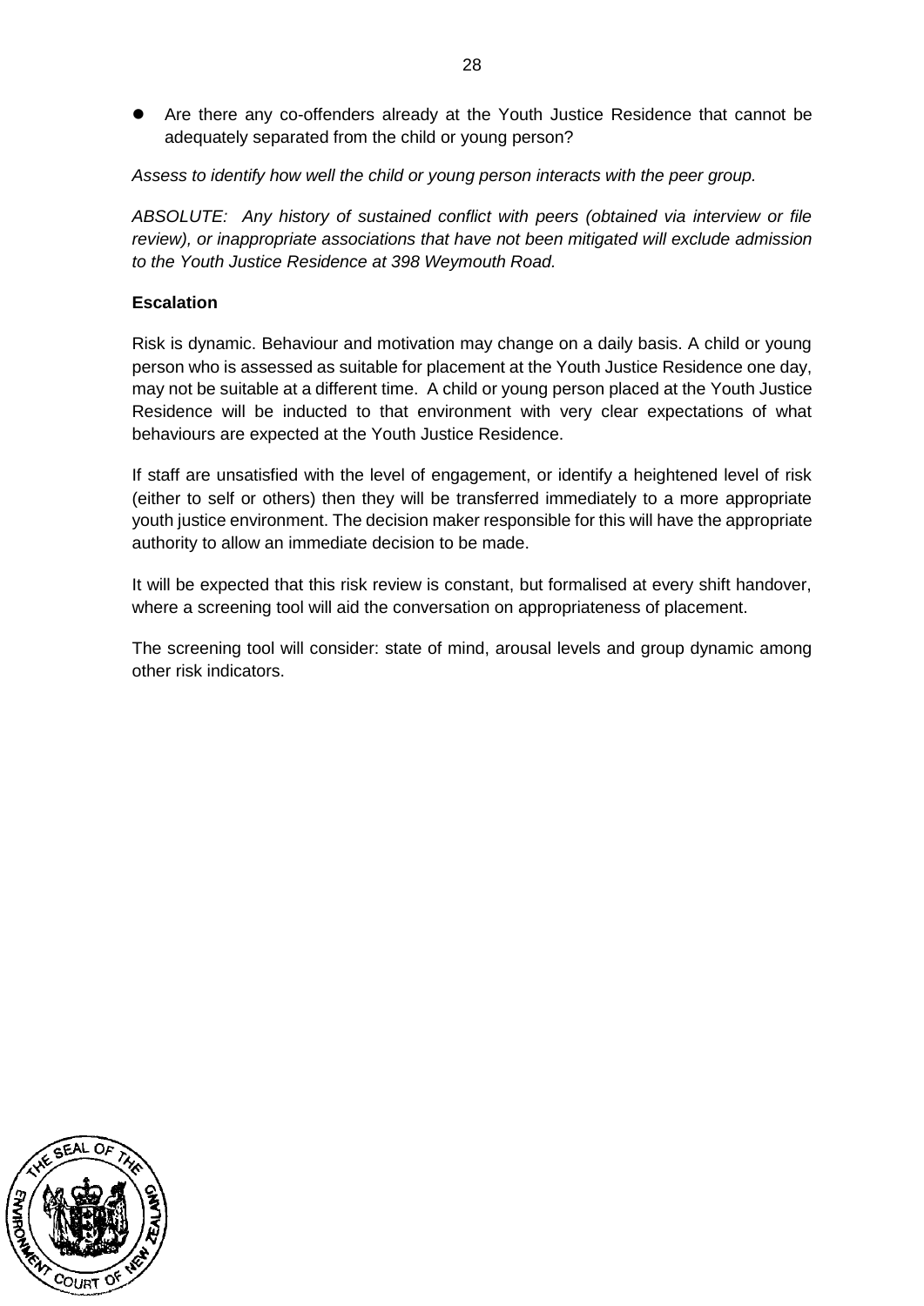- Are there any co-offenders already at the Youth Justice Residence that cannot be adequately separated from the child or young person?

*Assess to identify how well the child or young person interacts with the peer group.*

*ABSOLUTE: Any history of sustained conflict with peers (obtained via interview or file review), or inappropriate associations that have not been mitigated will exclude admission to the Youth Justice Residence at 398 Weymouth Road.*

**Escalation**

Risk is dynamic. Behaviour and motivation may change on a daily basis. A child or young person who is assessed as suitable for placement at the Youth Justice Residence one day, may not be suitable at a different time. A child or young person placed at the Youth Justice Residence will be inducted to that environment with very clear expectations of what behaviours are expected at the Youth Justice Residence.

If staff are unsatisfied with the level of engagement, or identify a heightened level of risk (either to self or others) then they will be transferred immediately to a more appropriate youth justice environment. The decision maker responsible for this will have the appropriate authority to allow an immediate decision to be made.

It will be expected that this risk review is constant, but formalised at every shift handover, where a screening tool will aid the conversation on appropriateness of placement.

The screening tool will consider: state of mind, arousal levels and group dynamic among other risk indicators.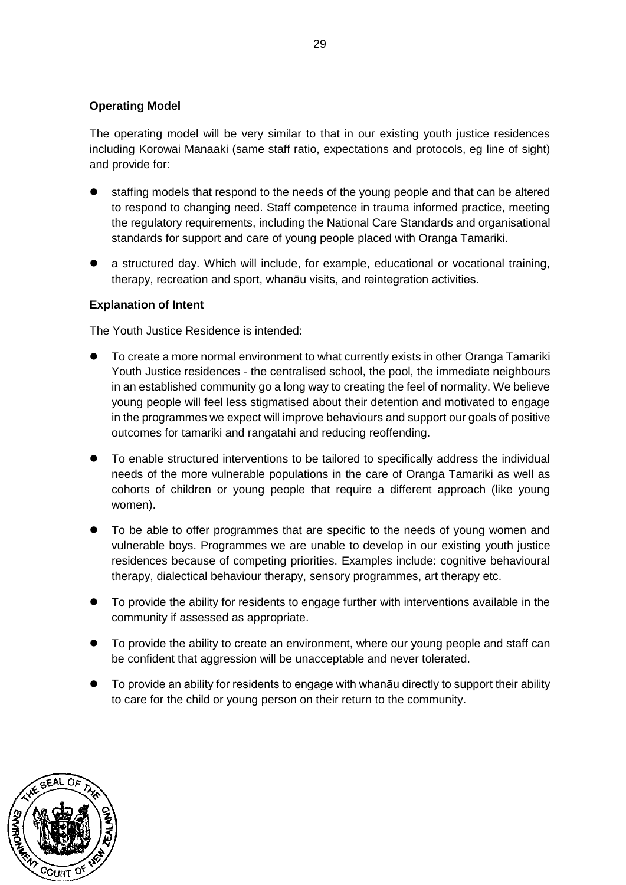**Operating Model**

The operating model will be very similar to that in our existing youth justice residences including Korowai Manaaki (same staff ratio, expectations and protocols, eg line of sight) and provide for:

- staffing models that respond to the needs of the young people and that can be altered to respond to changing need. Staff competence in trauma informed practice, meeting the regulatory requirements, including the National Care Standards and organisational standards for support and care of young people placed with Oranga Tamariki.
- a structured day. Which will include, for example, educational or vocational training, therapy, recreation and sport, whanāu visits, and reintegration activities.

**Explanation of Intent**

The Youth Justice Residence is intended:

- To create a more normal environment to what currently exists in other Oranga Tamariki Youth Justice residences - the centralised school, the pool, the immediate neighbours in an established community go a long way to creating the feel of normality. We believe young people will feel less stigmatised about their detention and motivated to engage in the programmes we expect will improve behaviours and support our goals of positive outcomes for tamariki and rangatahi and reducing reoffending.
- To enable structured interventions to be tailored to specifically address the individual needs of the more vulnerable populations in the care of Oranga Tamariki as well as cohorts of children or young people that require a different approach (like young women).
- To be able to offer programmes that are specific to the needs of young women and vulnerable boys. Programmes we are unable to develop in our existing youth justice residences because of competing priorities. Examples include: cognitive behavioural therapy, dialectical behaviour therapy, sensory programmes, art therapy etc.
- To provide the ability for residents to engage further with interventions available in the community if assessed as appropriate.
- To provide the ability to create an environment, where our young people and staff can be confident that aggression will be unacceptable and never tolerated.
- To provide an ability for residents to engage with whanāu directly to support their ability to care for the child or young person on their return to the community.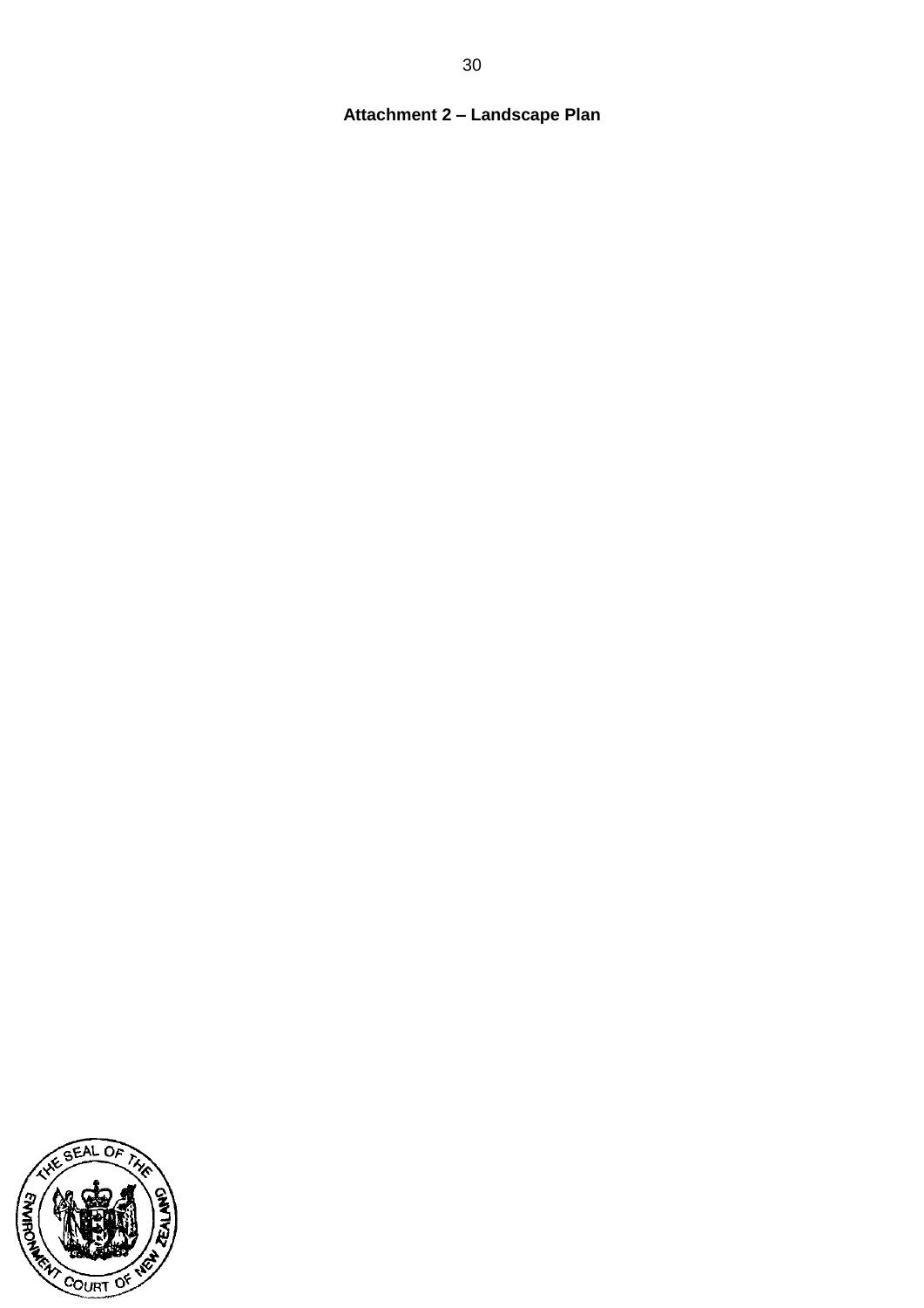**Attachment 2 – Landscape Plan**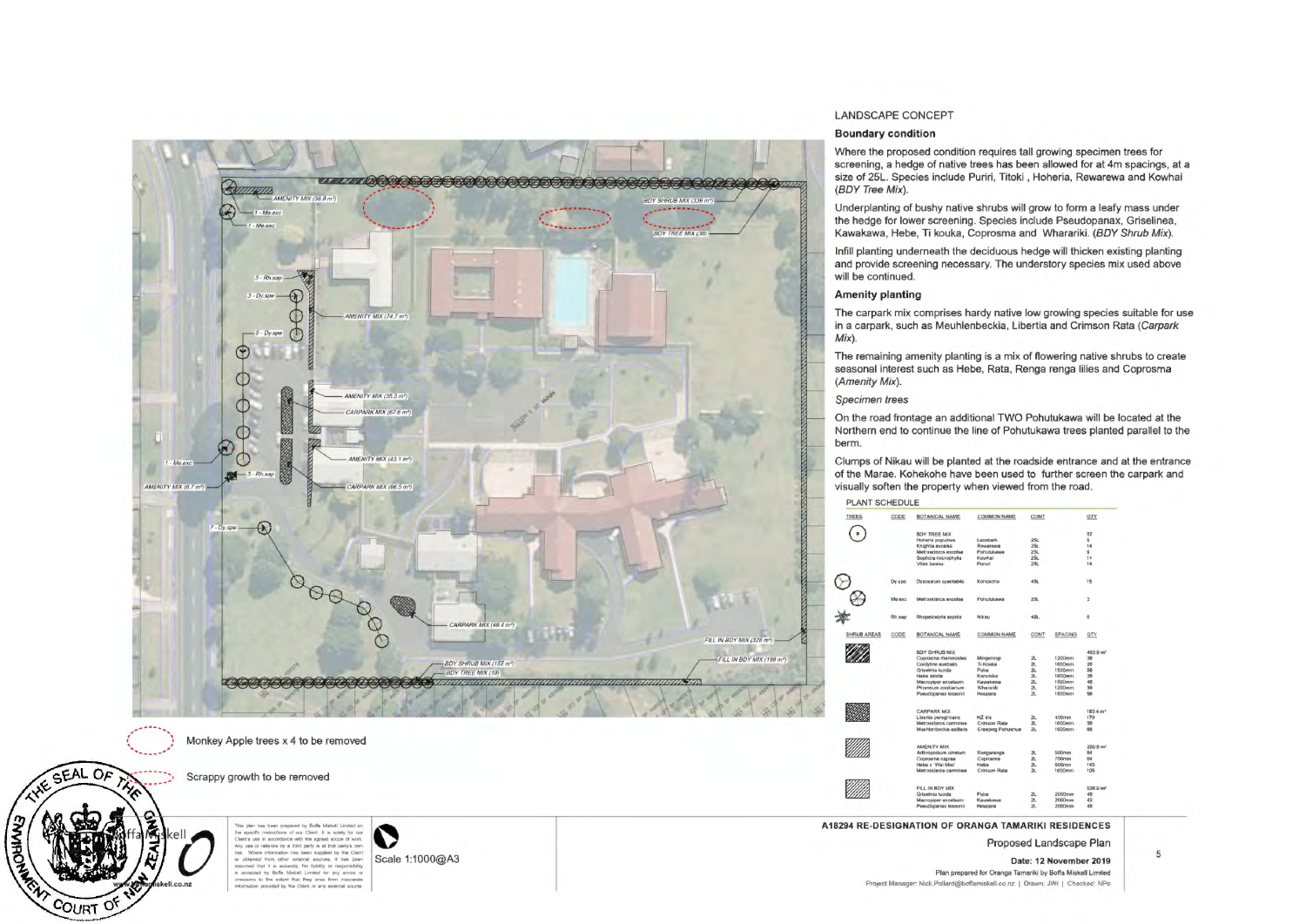## LANDSCAPE CONCEPT

### Boundary condition

Where the proposed condition requires tall growing specimen trees for screening, a hedge of native trees has been allowed for at 4m spacings, at a size of 25L. Species include Puriri, Titoki , Hoheria, Rewarewa and Kowhai (*BDY Tree Mix*).

Underplanting of bushy native shrubs will grow to form a leafy mass under the hedge for lower screening. Species include Pseudopanax, Griselinea, Kawakawa, Hebe, Ti kouka, Coprosma and Wharariki. (*BDY Shrub Mix*).

Infill planting underneath the deciduous hedge will thicken existing planting and provide screening necessary. The understory species mix used above will be continued.

### Amenity planting

The carpark mix comprises hardy native low growing species suitable for use in a carpark, such as Meuhlenbeckia, Libertia and Crimson Rata (*Carpark Mix*).

The remaining amenity planting is a mix of flowering native shrubs to create seasonal interest such as Hebe, Rata, Renga renga lilies and Coprosma (*Amenity Mix*).

*Specimen trees*

On the road frontage an additional TWO Pohutukawa will be located at the Northern end to continue the line of Pohutukawa trees planted parallel to the berm.

Clumps of Nikau will be planted at the roadside entrance and at the entrance of the Marae. Kohekohe have been used to further screen the carpark and visually soften the property when viewed from the road.

PLANT SCHEDULE

| TREES | CODE | BOTANICAL NAME | COMMON NAME | CONT | | QTY |
|---|---|---|---|---|---|---|
| | | BDY TREE MIX | | | | 57 |
| | | Hoheria populnea | Lacebark | 25L | | 9 |
| | | Knightia excelsa | Rewarewa | 25L | | 14 |
| | | Metrosideros excelsa | Pohutukawa | 25L | | 9 |
| | | Sophora microphylla | Kowhai | 25L | | 11 |
| | | Vitex lucens | Puriri | 25L | | 14 |
| | Dy.spe | Dysoxylum spectabile | Kohekohe | 45L | | 15 |
| | Me.exc | Metrosideros excelsa | Pohutukawa | 25L | | 3 |
| | Rh.sap | Rhopalostylis sapida | Nikau | 45L | | 8 |
| **SHRUB AREAS** | **CODE** | **BOTANICAL NAME** | **COMMON NAME** | **CONT** | **SPACING** | **QTY** |
| | | BDY SHRUB MIX | | | | 493.9 m² |
| | | Coprosma rhamnoides | Mingimingi | 2L | 1200mm | 38 |
| | | Cordyline australis | Ti Kouka | 2L | 1800mm | 26 |
| | | Griselinia lucida | Puka | 2L | 1500mm | 58 |
| | | Hebe stricta | Koromiko | 2L | 1800mm | 26 |
| | | Macropiper excelsum | Kawakawa | 2L | 1500mm | 48 |
| | | Phormium cookianum | Wharariki | 2L | 1200mm | 38 |
| | | Pseudopanax lessonii | Houpara | 2L | 1500mm | 58 |
| | | CARPARK MIX | | | | 183.4 m² |
| | | Libertia peregrinans | NZ iris | 2L | 400mm | 179 |
| | | Metrosideros carminea | Crimson Rata | 2L | 1000mm | 58 |
| | | Muehlenbeckia axillaris | Creeping Pohuehue | 2L | 1000mm | 69 |
| | | AMENITY MIX | | | | 200.6 m² |
| | | Arthropodium cirratum | Rengarenga | 2L | 500mm | 84 |
| | | Coprosma rugosa | Coprosma | 2L | 700mm | 84 |
| | | Hebe x 'Wiri Mist' | Hebe | 2L | 500mm | 145 |
| | | Metrosideros carminea | Crimson Rata | 2L | 1000mm | 105 |
| | | FILL IN BDY MIX | | | | 526.9 m² |
| | | Griselinia lucida | Puka | 2L | 2000mm | 46 |
| | | Macropiper excelsum | Kawakawa | 2L | 2000mm | 42 |
| | | Pseudopanax lessonii | Houpara | 2L | 2000mm | 46 |

Monkey Apple trees x 4 to be removed

Scrappy growth to be removed

AMENITY MIX (38.9 m²) · 1 - Me.exc · 1 - Me.exc · 3 - Rh.sap · 3 - Dy.spe · 5 - Dy.spe · AMENITY MIX (74.7 m²) · AMENITY MIX (35.3 m²) · CARPARK MIX (67.6 m²) · AMENITY MIX (43.1 m²) · 1 - Me.exc · 5 - Rh.sap · AMENITY MIX (8.7 m²) · CARPARK MIX (66.5 m²) · 7 - Dy.spe · CARPARK MIX (49.4 m²) · BDY SHRUB MIX (155 m²) · BDY TREE MIX (19) · FILL IN BDY MIX (328 m²) · FILL IN BDY MIX (199 m²) · BDY SHRUB MIX (339 m²) · BDY TREE MIX (38)

This plan has been prepared by Boffa Miskell Limited on the specific instructions of our Client. It is solely for our Client's use in accordance with the agreed scope of work. Any use or reliance by a third party is at that party's own risk. Where information has been supplied by the Client or obtained from other external sources, it has been assumed that it is accurate. No liability or responsibility is accepted by Boffa Miskell Limited for any errors or omissions to the extent that they arise from inaccurate information provided by the Client or any external source.

Scale 1:1000@A3

**A18294 RE-DESIGNATION OF ORANGA TAMARIKI RESIDENCES**

Proposed Landscape Plan

**Date: 12 November 2019**

Plan prepared for Oranga Tamariki by Boffa Miskell Limited

Project Manager: Nick.Pollard@boffamiskell.co.nz | Drawn: JWi | Checked: NPo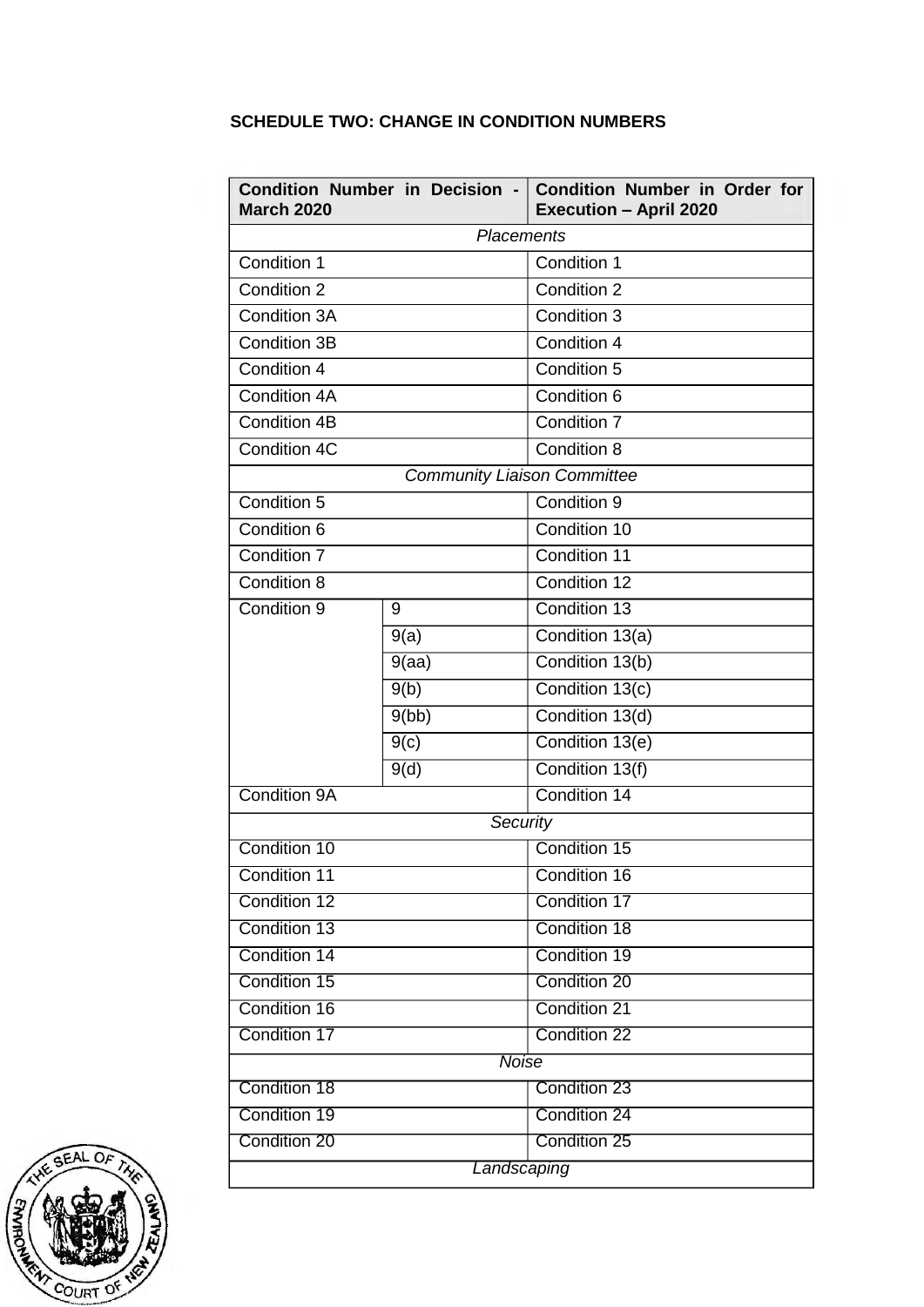**SCHEDULE TWO: CHANGE IN CONDITION NUMBERS**

| Condition Number in Decision - March 2020 | | Condition Number in Order for Execution – April 2020 |
|---|---|---|
| *Placements* | | |
| Condition 1 | | Condition 1 |
| Condition 2 | | Condition 2 |
| Condition 3A | | Condition 3 |
| Condition 3B | | Condition 4 |
| Condition 4 | | Condition 5 |
| Condition 4A | | Condition 6 |
| Condition 4B | | Condition 7 |
| Condition 4C | | Condition 8 |
| *Community Liaison Committee* | | |
| Condition 5 | | Condition 9 |
| Condition 6 | | Condition 10 |
| Condition 7 | | Condition 11 |
| Condition 8 | | Condition 12 |
| Condition 9 | 9 | Condition 13 |
| | 9(a) | Condition 13(a) |
| | 9(aa) | Condition 13(b) |
| | 9(b) | Condition 13(c) |
| | 9(bb) | Condition 13(d) |
| | 9(c) | Condition 13(e) |
| | 9(d) | Condition 13(f) |
| Condition 9A | | Condition 14 |
| *Security* | | |
| Condition 10 | | Condition 15 |
| Condition 11 | | Condition 16 |
| Condition 12 | | Condition 17 |
| Condition 13 | | Condition 18 |
| Condition 14 | | Condition 19 |
| Condition 15 | | Condition 20 |
| Condition 16 | | Condition 21 |
| Condition 17 | | Condition 22 |
| *Noise* | | |
| Condition 18 | | Condition 23 |
| Condition 19 | | Condition 24 |
| Condition 20 | | Condition 25 |
| *Landscaping* | | |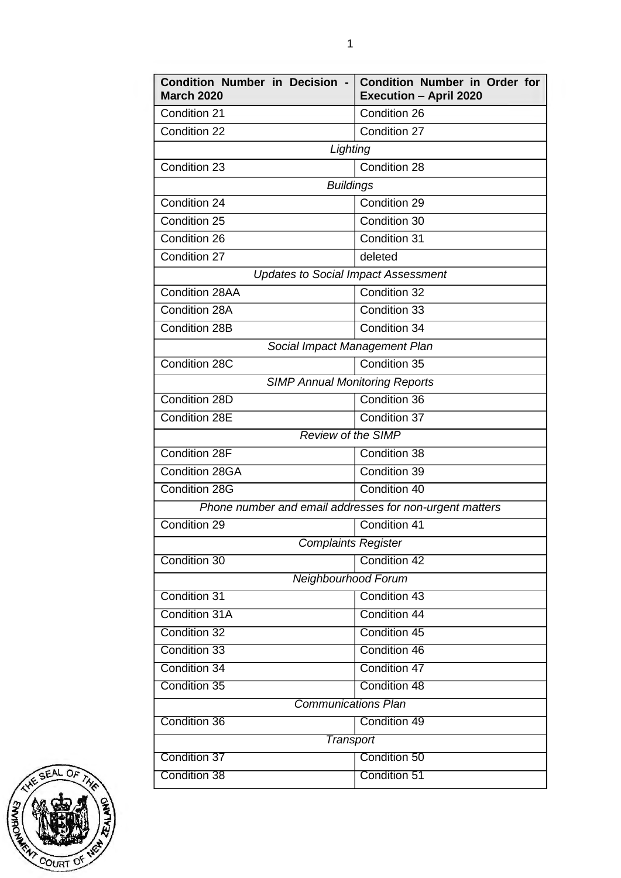| **Condition Number in Decision - March 2020** | **Condition Number in Order for Execution – April 2020** |
|---|---|
| Condition 21 | Condition 26 |
| Condition 22 | Condition 27 |
| *Lighting* | |
| Condition 23 | Condition 28 |
| *Buildings* | |
| Condition 24 | Condition 29 |
| Condition 25 | Condition 30 |
| Condition 26 | Condition 31 |
| Condition 27 | deleted |
| *Updates to Social Impact Assessment* | |
| Condition 28AA | Condition 32 |
| Condition 28A | Condition 33 |
| Condition 28B | Condition 34 |
| *Social Impact Management Plan* | |
| Condition 28C | Condition 35 |
| *SIMP Annual Monitoring Reports* | |
| Condition 28D | Condition 36 |
| Condition 28E | Condition 37 |
| *Review of the SIMP* | |
| Condition 28F | Condition 38 |
| Condition 28GA | Condition 39 |
| Condition 28G | Condition 40 |
| *Phone number and email addresses for non-urgent matters* | |
| Condition 29 | Condition 41 |
| *Complaints Register* | |
| Condition 30 | Condition 42 |
| *Neighbourhood Forum* | |
| Condition 31 | Condition 43 |
| Condition 31A | Condition 44 |
| Condition 32 | Condition 45 |
| Condition 33 | Condition 46 |
| Condition 34 | Condition 47 |
| Condition 35 | Condition 48 |
| *Communications Plan* | |
| Condition 36 | Condition 49 |
| *Transport* | |
| Condition 37 | Condition 50 |
| Condition 38 | Condition 51 |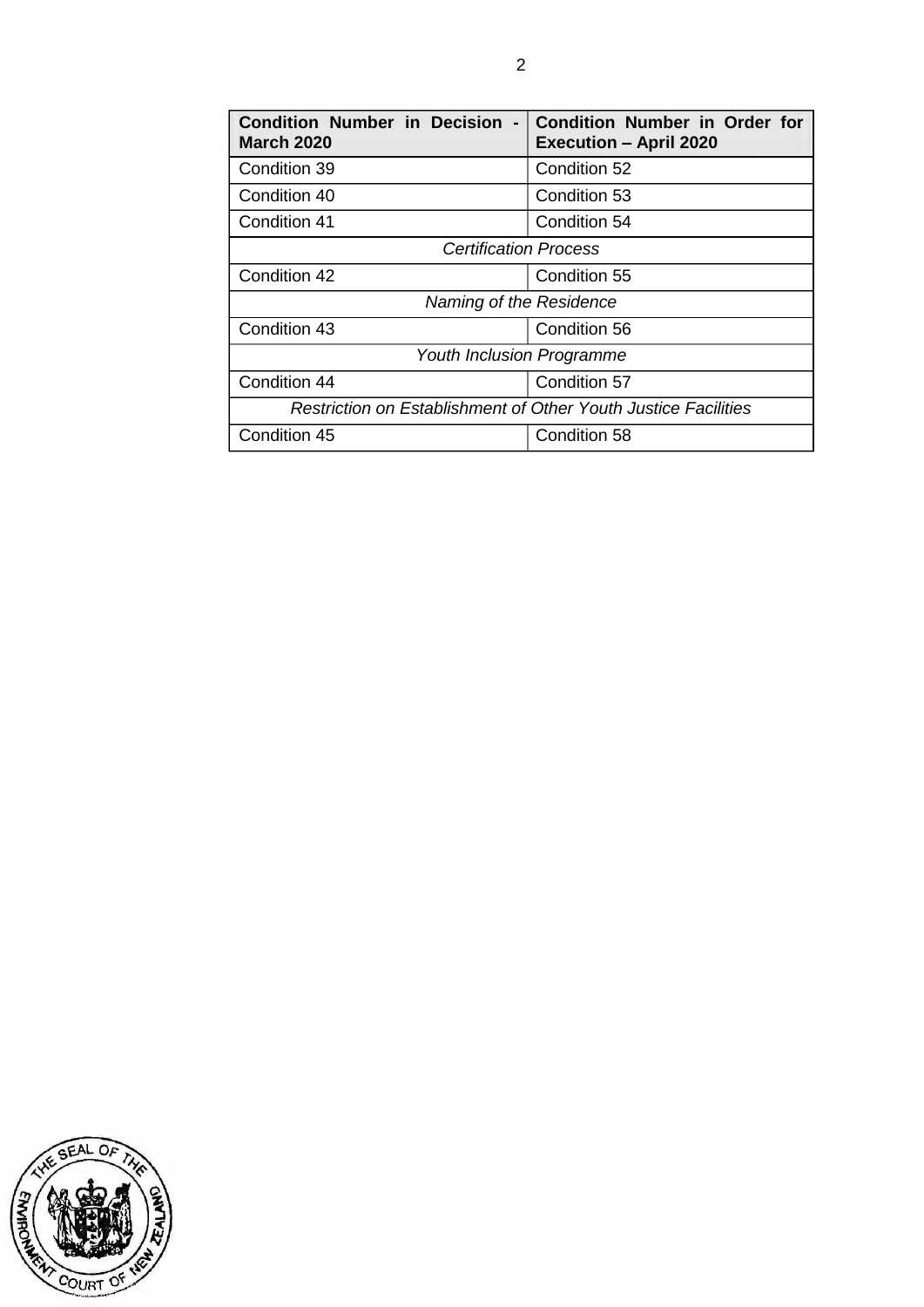| Condition Number in Decision - March 2020 | Condition Number in Order for Execution – April 2020 |
|---|---|
| Condition 39 | Condition 52 |
| Condition 40 | Condition 53 |
| Condition 41 | Condition 54 |
| *Certification Process* | |
| Condition 42 | Condition 55 |
| *Naming of the Residence* | |
| Condition 43 | Condition 56 |
| *Youth Inclusion Programme* | |
| Condition 44 | Condition 57 |
| *Restriction on Establishment of Other Youth Justice Facilities* | |
| Condition 45 | Condition 58 |